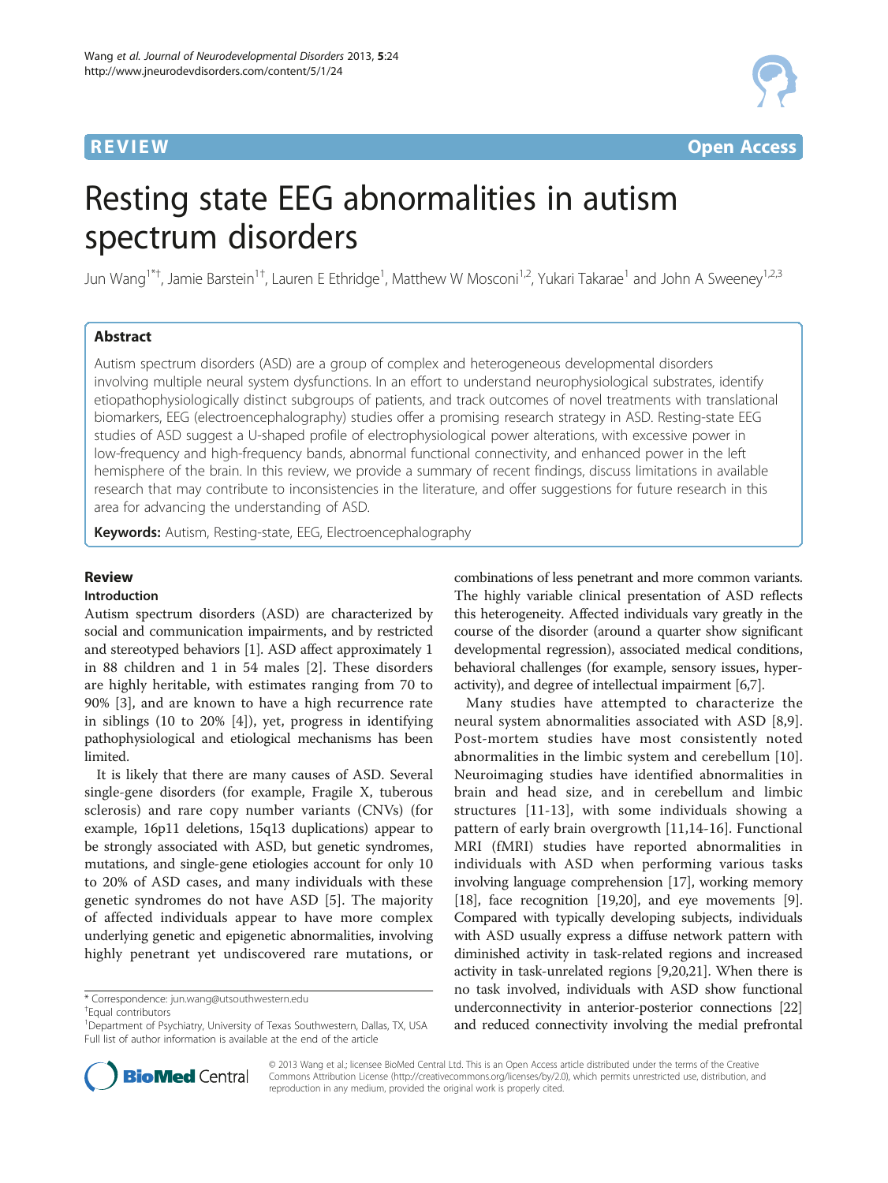REVIEW Open Access

# Resting state EEG abnormalities in autism spectrum disorders

Jun Wang[1*†], Jamie Barstein[1†], Lauren E Ethridge[1], Matthew W Mosconi[1,2], Yukari Takarae[1] and John A Sweeney[1,2,3]

## Abstract

Autism spectrum disorders (ASD) are a group of complex and heterogeneous developmental disorders involving multiple neural system dysfunctions. In an effort to understand neurophysiological substrates, identify etiopathophysiologically distinct subgroups of patients, and track outcomes of novel treatments with translational biomarkers, EEG (electroencephalography) studies offer a promising research strategy in ASD. Resting-state EEG studies of ASD suggest a U-shaped profile of electrophysiological power alterations, with excessive power in low-frequency and high-frequency bands, abnormal functional connectivity, and enhanced power in the left hemisphere of the brain. In this review, we provide a summary of recent findings, discuss limitations in available research that may contribute to inconsistencies in the literature, and offer suggestions for future research in this area for advancing the understanding of ASD.

**Keywords:** Autism, Resting-state, EEG, Electroencephalography

## Review

### Introduction

Autism spectrum disorders (ASD) are characterized by social and communication impairments, and by restricted and stereotyped behaviors [1]. ASD affect approximately 1 in 88 children and 1 in 54 males [2]. These disorders are highly heritable, with estimates ranging from 70 to 90% [3], and are known to have a high recurrence rate in siblings (10 to 20% [4]), yet, progress in identifying pathophysiological and etiological mechanisms has been limited.

It is likely that there are many causes of ASD. Several single-gene disorders (for example, Fragile X, tuberous sclerosis) and rare copy number variants (CNVs) (for example, 16p11 deletions, 15q13 duplications) appear to be strongly associated with ASD, but genetic syndromes, mutations, and single-gene etiologies account for only 10 to 20% of ASD cases, and many individuals with these genetic syndromes do not have ASD [5]. The majority of affected individuals appear to have more complex underlying genetic and epigenetic abnormalities, involving highly penetrant yet undiscovered rare mutations, or combinations of less penetrant and more common variants. The highly variable clinical presentation of ASD reflects this heterogeneity. Affected individuals vary greatly in the course of the disorder (around a quarter show significant developmental regression), associated medical conditions, behavioral challenges (for example, sensory issues, hyper-activity), and degree of intellectual impairment [6,7].

Many studies have attempted to characterize the neural system abnormalities associated with ASD [8,9]. Post-mortem studies have most consistently noted abnormalities in the limbic system and cerebellum [10]. Neuroimaging studies have identified abnormalities in brain and head size, and in cerebellum and limbic structures [11-13], with some individuals showing a pattern of early brain overgrowth [11,14-16]. Functional MRI (fMRI) studies have reported abnormalities in individuals with ASD when performing various tasks involving language comprehension [17], working memory [18], face recognition [19,20], and eye movements [9]. Compared with typically developing subjects, individuals with ASD usually express a diffuse network pattern with diminished activity in task-related regions and increased activity in task-unrelated regions [9,20,21]. When there is no task involved, individuals with ASD show functional underconnectivity in anterior-posterior connections [22] and reduced connectivity involving the medial prefrontal

\* Correspondence: jun.wang@utsouthwestern.edu
†Equal contributors
[1]Department of Psychiatry, University of Texas Southwestern, Dallas, TX, USA
Full list of author information is available at the end of the article

© 2013 Wang et al.; licensee BioMed Central Ltd. This is an Open Access article distributed under the terms of the Creative Commons Attribution License (http://creativecommons.org/licenses/by/2.0), which permits unrestricted use, distribution, and reproduction in any medium, provided the original work is properly cited.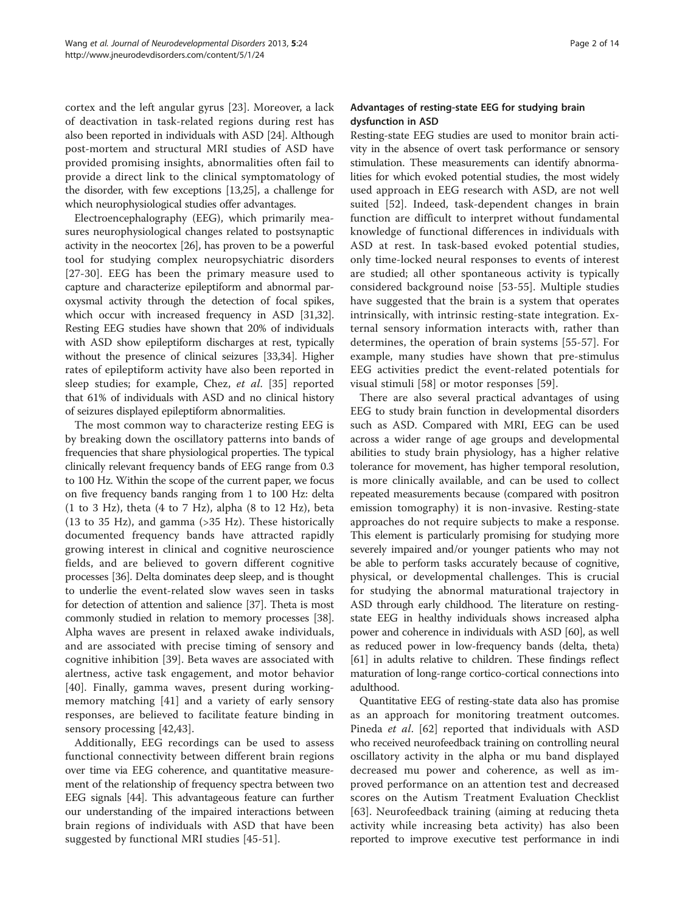cortex and the left angular gyrus [23]. Moreover, a lack of deactivation in task-related regions during rest has also been reported in individuals with ASD [24]. Although post-mortem and structural MRI studies of ASD have provided promising insights, abnormalities often fail to provide a direct link to the clinical symptomatology of the disorder, with few exceptions [13,25], a challenge for which neurophysiological studies offer advantages.

Electroencephalography (EEG), which primarily measures neurophysiological changes related to postsynaptic activity in the neocortex [26], has proven to be a powerful tool for studying complex neuropsychiatric disorders [27-30]. EEG has been the primary measure used to capture and characterize epileptiform and abnormal paroxysmal activity through the detection of focal spikes, which occur with increased frequency in ASD [31,32]. Resting EEG studies have shown that 20% of individuals with ASD show epileptiform discharges at rest, typically without the presence of clinical seizures [33,34]. Higher rates of epileptiform activity have also been reported in sleep studies; for example, Chez, *et al*. [35] reported that 61% of individuals with ASD and no clinical history of seizures displayed epileptiform abnormalities.

The most common way to characterize resting EEG is by breaking down the oscillatory patterns into bands of frequencies that share physiological properties. The typical clinically relevant frequency bands of EEG range from 0.3 to 100 Hz. Within the scope of the current paper, we focus on five frequency bands ranging from 1 to 100 Hz: delta (1 to 3 Hz), theta (4 to 7 Hz), alpha (8 to 12 Hz), beta (13 to 35 Hz), and gamma (>35 Hz). These historically documented frequency bands have attracted rapidly growing interest in clinical and cognitive neuroscience fields, and are believed to govern different cognitive processes [36]. Delta dominates deep sleep, and is thought to underlie the event-related slow waves seen in tasks for detection of attention and salience [37]. Theta is most commonly studied in relation to memory processes [38]. Alpha waves are present in relaxed awake individuals, and are associated with precise timing of sensory and cognitive inhibition [39]. Beta waves are associated with alertness, active task engagement, and motor behavior [40]. Finally, gamma waves, present during working-memory matching [41] and a variety of early sensory responses, are believed to facilitate feature binding in sensory processing [42,43].

Additionally, EEG recordings can be used to assess functional connectivity between different brain regions over time via EEG coherence, and quantitative measurement of the relationship of frequency spectra between two EEG signals [44]. This advantageous feature can further our understanding of the impaired interactions between brain regions of individuals with ASD that have been suggested by functional MRI studies [45-51].

### Advantages of resting-state EEG for studying brain dysfunction in ASD

Resting-state EEG studies are used to monitor brain activity in the absence of overt task performance or sensory stimulation. These measurements can identify abnormalities for which evoked potential studies, the most widely used approach in EEG research with ASD, are not well suited [52]. Indeed, task-dependent changes in brain function are difficult to interpret without fundamental knowledge of functional differences in individuals with ASD at rest. In task-based evoked potential studies, only time-locked neural responses to events of interest are studied; all other spontaneous activity is typically considered background noise [53-55]. Multiple studies have suggested that the brain is a system that operates intrinsically, with intrinsic resting-state integration. External sensory information interacts with, rather than determines, the operation of brain systems [55-57]. For example, many studies have shown that pre-stimulus EEG activities predict the event-related potentials for visual stimuli [58] or motor responses [59].

There are also several practical advantages of using EEG to study brain function in developmental disorders such as ASD. Compared with MRI, EEG can be used across a wider range of age groups and developmental abilities to study brain physiology, has a higher relative tolerance for movement, has higher temporal resolution, is more clinically available, and can be used to collect repeated measurements because (compared with positron emission tomography) it is non-invasive. Resting-state approaches do not require subjects to make a response. This element is particularly promising for studying more severely impaired and/or younger patients who may not be able to perform tasks accurately because of cognitive, physical, or developmental challenges. This is crucial for studying the abnormal maturational trajectory in ASD through early childhood. The literature on resting-state EEG in healthy individuals shows increased alpha power and coherence in individuals with ASD [60], as well as reduced power in low-frequency bands (delta, theta) [61] in adults relative to children. These findings reflect maturation of long-range cortico-cortical connections into adulthood.

Quantitative EEG of resting-state data also has promise as an approach for monitoring treatment outcomes. Pineda *et al*. [62] reported that individuals with ASD who received neurofeedback training on controlling neural oscillatory activity in the alpha or mu band displayed decreased mu power and coherence, as well as improved performance on an attention test and decreased scores on the Autism Treatment Evaluation Checklist [63]. Neurofeedback training (aiming at reducing theta activity while increasing beta activity) has also been reported to improve executive test performance in indi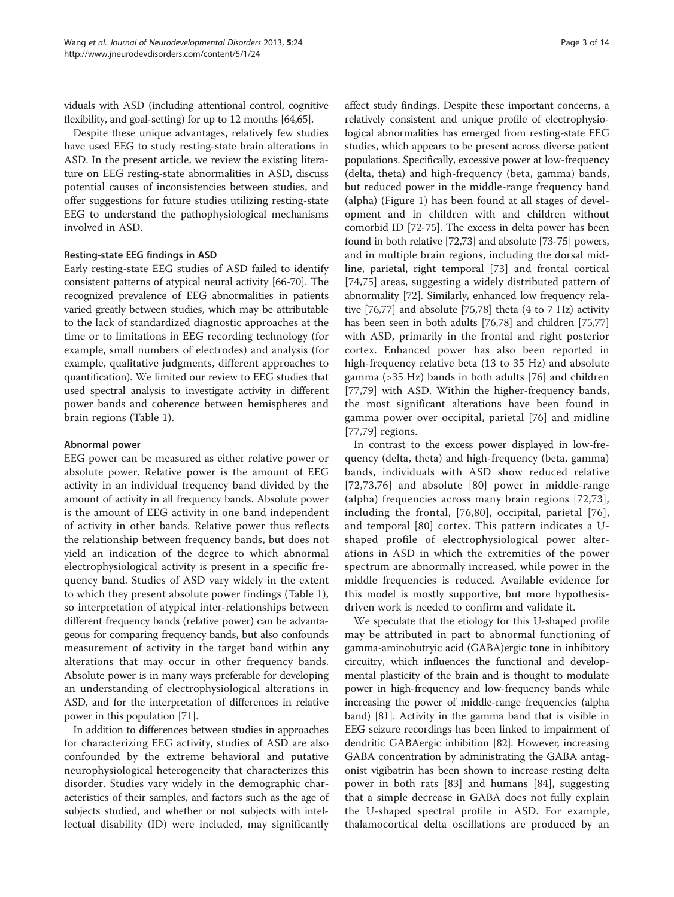viduals with ASD (including attentional control, cognitive flexibility, and goal-setting) for up to 12 months [64,65].

Despite these unique advantages, relatively few studies have used EEG to study resting-state brain alterations in ASD. In the present article, we review the existing literature on EEG resting-state abnormalities in ASD, discuss potential causes of inconsistencies between studies, and offer suggestions for future studies utilizing resting-state EEG to understand the pathophysiological mechanisms involved in ASD.

### Resting-state EEG findings in ASD

Early resting-state EEG studies of ASD failed to identify consistent patterns of atypical neural activity [66-70]. The recognized prevalence of EEG abnormalities in patients varied greatly between studies, which may be attributable to the lack of standardized diagnostic approaches at the time or to limitations in EEG recording technology (for example, small numbers of electrodes) and analysis (for example, qualitative judgments, different approaches to quantification). We limited our review to EEG studies that used spectral analysis to investigate activity in different power bands and coherence between hemispheres and brain regions (Table 1).

### Abnormal power

EEG power can be measured as either relative power or absolute power. Relative power is the amount of EEG activity in an individual frequency band divided by the amount of activity in all frequency bands. Absolute power is the amount of EEG activity in one band independent of activity in other bands. Relative power thus reflects the relationship between frequency bands, but does not yield an indication of the degree to which abnormal electrophysiological activity is present in a specific frequency band. Studies of ASD vary widely in the extent to which they present absolute power findings (Table 1), so interpretation of atypical inter-relationships between different frequency bands (relative power) can be advantageous for comparing frequency bands, but also confounds measurement of activity in the target band within any alterations that may occur in other frequency bands. Absolute power is in many ways preferable for developing an understanding of electrophysiological alterations in ASD, and for the interpretation of differences in relative power in this population [71].

In addition to differences between studies in approaches for characterizing EEG activity, studies of ASD are also confounded by the extreme behavioral and putative neurophysiological heterogeneity that characterizes this disorder. Studies vary widely in the demographic characteristics of their samples, and factors such as the age of subjects studied, and whether or not subjects with intellectual disability (ID) were included, may significantly affect study findings. Despite these important concerns, a relatively consistent and unique profile of electrophysiological abnormalities has emerged from resting-state EEG studies, which appears to be present across diverse patient populations. Specifically, excessive power at low-frequency (delta, theta) and high-frequency (beta, gamma) bands, but reduced power in the middle-range frequency band (alpha) (Figure 1) has been found at all stages of development and in children with and children without comorbid ID [72-75]. The excess in delta power has been found in both relative [72,73] and absolute [73-75] powers, and in multiple brain regions, including the dorsal midline, parietal, right temporal [73] and frontal cortical [74,75] areas, suggesting a widely distributed pattern of abnormality [72]. Similarly, enhanced low frequency relative [76,77] and absolute [75,78] theta (4 to 7 Hz) activity has been seen in both adults [76,78] and children [75,77] with ASD, primarily in the frontal and right posterior cortex. Enhanced power has also been reported in high-frequency relative beta (13 to 35 Hz) and absolute gamma (>35 Hz) bands in both adults [76] and children [77,79] with ASD. Within the higher-frequency bands, the most significant alterations have been found in gamma power over occipital, parietal [76] and midline [77,79] regions.

In contrast to the excess power displayed in low-frequency (delta, theta) and high-frequency (beta, gamma) bands, individuals with ASD show reduced relative [72,73,76] and absolute [80] power in middle-range (alpha) frequencies across many brain regions [72,73], including the frontal, [76,80], occipital, parietal [76], and temporal [80] cortex. This pattern indicates a U-shaped profile of electrophysiological power alterations in ASD in which the extremities of the power spectrum are abnormally increased, while power in the middle frequencies is reduced. Available evidence for this model is mostly supportive, but more hypothesis-driven work is needed to confirm and validate it.

We speculate that the etiology for this U-shaped profile may be attributed in part to abnormal functioning of gamma-aminobutryic acid (GABA)ergic tone in inhibitory circuitry, which influences the functional and developmental plasticity of the brain and is thought to modulate power in high-frequency and low-frequency bands while increasing the power of middle-range frequencies (alpha band) [81]. Activity in the gamma band that is visible in EEG seizure recordings has been linked to impairment of dendritic GABAergic inhibition [82]. However, increasing GABA concentration by administrating the GABA antagonist vigibatrin has been shown to increase resting delta power in both rats [83] and humans [84], suggesting that a simple decrease in GABA does not fully explain the U-shaped spectral profile in ASD. For example, thalamocortical delta oscillations are produced by an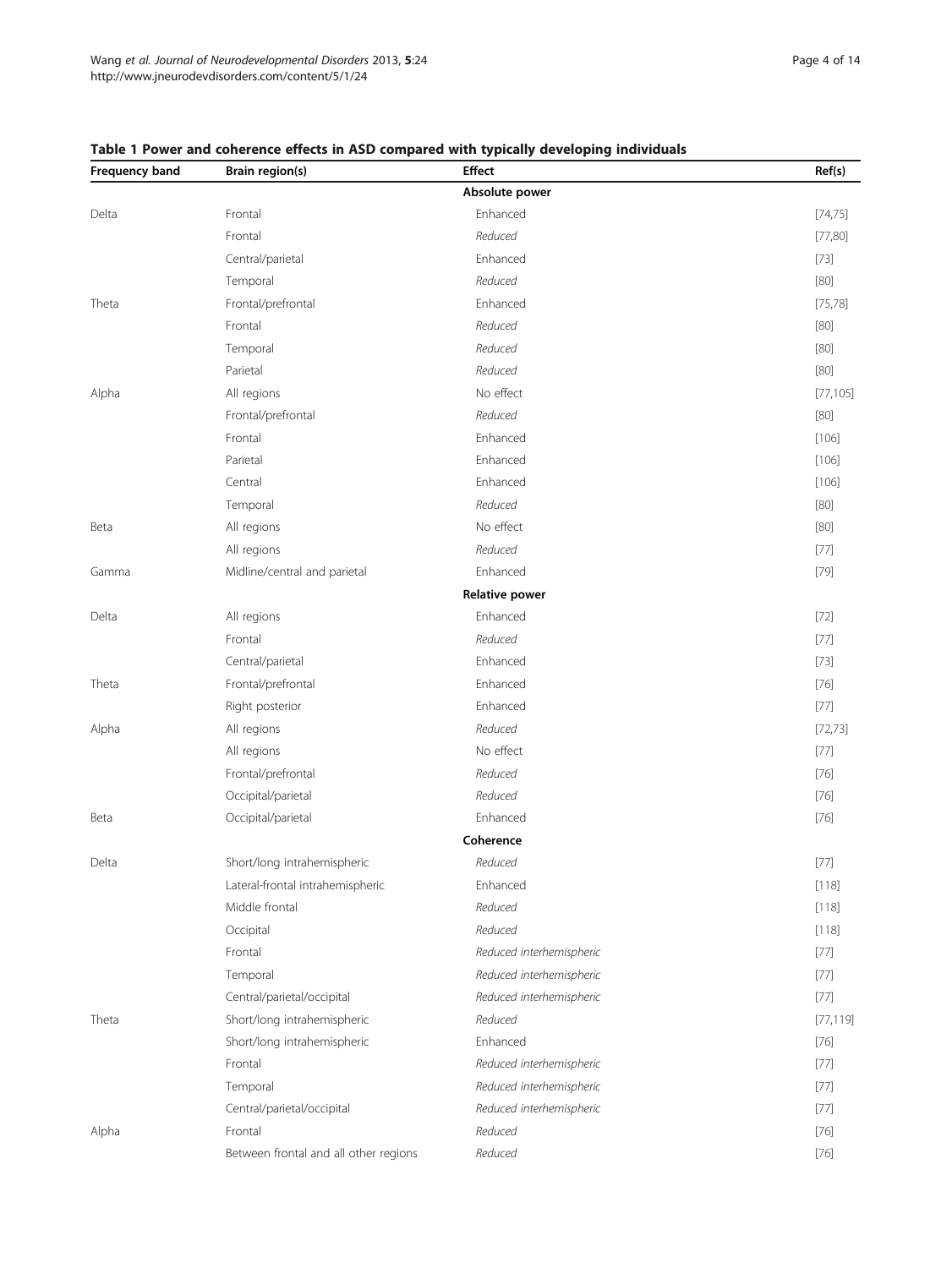**Table 1 Power and coherence effects in ASD compared with typically developing individuals**

| Frequency band | Brain region(s) | Effect | Ref(s) |
|---|---|---|---|
| | | **Absolute power** | |
| Delta | Frontal | Enhanced | [74,75] |
| | Frontal | *Reduced* | [77,80] |
| | Central/parietal | Enhanced | [73] |
| | Temporal | *Reduced* | [80] |
| Theta | Frontal/prefrontal | Enhanced | [75,78] |
| | Frontal | *Reduced* | [80] |
| | Temporal | *Reduced* | [80] |
| | Parietal | *Reduced* | [80] |
| Alpha | All regions | No effect | [77,105] |
| | Frontal/prefrontal | *Reduced* | [80] |
| | Frontal | Enhanced | [106] |
| | Parietal | Enhanced | [106] |
| | Central | Enhanced | [106] |
| | Temporal | *Reduced* | [80] |
| Beta | All regions | No effect | [80] |
| | All regions | *Reduced* | [77] |
| Gamma | Midline/central and parietal | Enhanced | [79] |
| | | **Relative power** | |
| Delta | All regions | Enhanced | [72] |
| | Frontal | *Reduced* | [77] |
| | Central/parietal | Enhanced | [73] |
| Theta | Frontal/prefrontal | Enhanced | [76] |
| | Right posterior | Enhanced | [77] |
| Alpha | All regions | *Reduced* | [72,73] |
| | All regions | No effect | [77] |
| | Frontal/prefrontal | *Reduced* | [76] |
| | Occipital/parietal | *Reduced* | [76] |
| Beta | Occipital/parietal | Enhanced | [76] |
| | | **Coherence** | |
| Delta | Short/long intrahemispheric | *Reduced* | [77] |
| | Lateral-frontal intrahemispheric | Enhanced | [118] |
| | Middle frontal | *Reduced* | [118] |
| | Occipital | *Reduced* | [118] |
| | Frontal | *Reduced interhemispheric* | [77] |
| | Temporal | *Reduced interhemispheric* | [77] |
| | Central/parietal/occipital | *Reduced interhemispheric* | [77] |
| Theta | Short/long intrahemispheric | *Reduced* | [77,119] |
| | Short/long intrahemispheric | Enhanced | [76] |
| | Frontal | *Reduced interhemispheric* | [77] |
| | Temporal | *Reduced interhemispheric* | [77] |
| | Central/parietal/occipital | *Reduced interhemispheric* | [77] |
| Alpha | Frontal | *Reduced* | [76] |
| | Between frontal and all other regions | *Reduced* | [76] |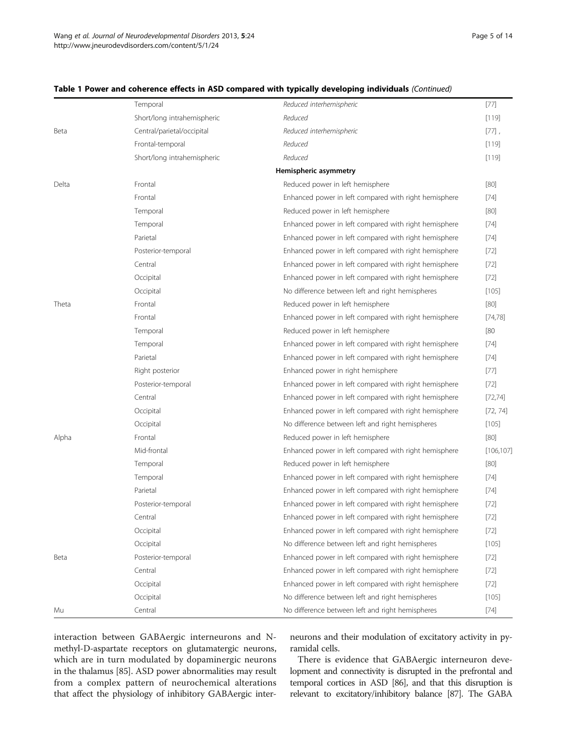**Table 1 Power and coherence effects in ASD compared with typically developing individuals** *(Continued)*

| | | | |
|---|---|---|---|
| | Temporal | *Reduced interhemispheric* | [77] |
| | Short/long intrahemispheric | *Reduced* | [119] |
| Beta | Central/parietal/occipital | *Reduced interhemispheric* | [77] , |
| | Frontal-temporal | *Reduced* | [119] |
| | Short/long intrahemispheric | *Reduced* | [119] |
| | | **Hemispheric asymmetry** | |
| Delta | Frontal | Reduced power in left hemisphere | [80] |
| | Frontal | Enhanced power in left compared with right hemisphere | [74] |
| | Temporal | Reduced power in left hemisphere | [80] |
| | Temporal | Enhanced power in left compared with right hemisphere | [74] |
| | Parietal | Enhanced power in left compared with right hemisphere | [74] |
| | Posterior-temporal | Enhanced power in left compared with right hemisphere | [72] |
| | Central | Enhanced power in left compared with right hemisphere | [72] |
| | Occipital | Enhanced power in left compared with right hemisphere | [72] |
| | Occipital | No difference between left and right hemispheres | [105] |
| Theta | Frontal | Reduced power in left hemisphere | [80] |
| | Frontal | Enhanced power in left compared with right hemisphere | [74,78] |
| | Temporal | Reduced power in left hemisphere | [80 |
| | Temporal | Enhanced power in left compared with right hemisphere | [74] |
| | Parietal | Enhanced power in left compared with right hemisphere | [74] |
| | Right posterior | Enhanced power in right hemisphere | [77] |
| | Posterior-temporal | Enhanced power in left compared with right hemisphere | [72] |
| | Central | Enhanced power in left compared with right hemisphere | [72,74] |
| | Occipital | Enhanced power in left compared with right hemisphere | [72, 74] |
| | Occipital | No difference between left and right hemispheres | [105] |
| Alpha | Frontal | Reduced power in left hemisphere | [80] |
| | Mid-frontal | Enhanced power in left compared with right hemisphere | [106,107] |
| | Temporal | Reduced power in left hemisphere | [80] |
| | Temporal | Enhanced power in left compared with right hemisphere | [74] |
| | Parietal | Enhanced power in left compared with right hemisphere | [74] |
| | Posterior-temporal | Enhanced power in left compared with right hemisphere | [72] |
| | Central | Enhanced power in left compared with right hemisphere | [72] |
| | Occipital | Enhanced power in left compared with right hemisphere | [72] |
| | Occipital | No difference between left and right hemispheres | [105] |
| Beta | Posterior-temporal | Enhanced power in left compared with right hemisphere | [72] |
| | Central | Enhanced power in left compared with right hemisphere | [72] |
| | Occipital | Enhanced power in left compared with right hemisphere | [72] |
| | Occipital | No difference between left and right hemispheres | [105] |
| Mu | Central | No difference between left and right hemispheres | [74] |

interaction between GABAergic interneurons and N-methyl-D-aspartate receptors on glutamatergic neurons, which are in turn modulated by dopaminergic neurons in the thalamus [85]. ASD power abnormalities may result from a complex pattern of neurochemical alterations that affect the physiology of inhibitory GABAergic interneurons and their modulation of excitatory activity in pyramidal cells.

There is evidence that GABAergic interneuron development and connectivity is disrupted in the prefrontal and temporal cortices in ASD [86], and that this disruption is relevant to excitatory/inhibitory balance [87]. The GABA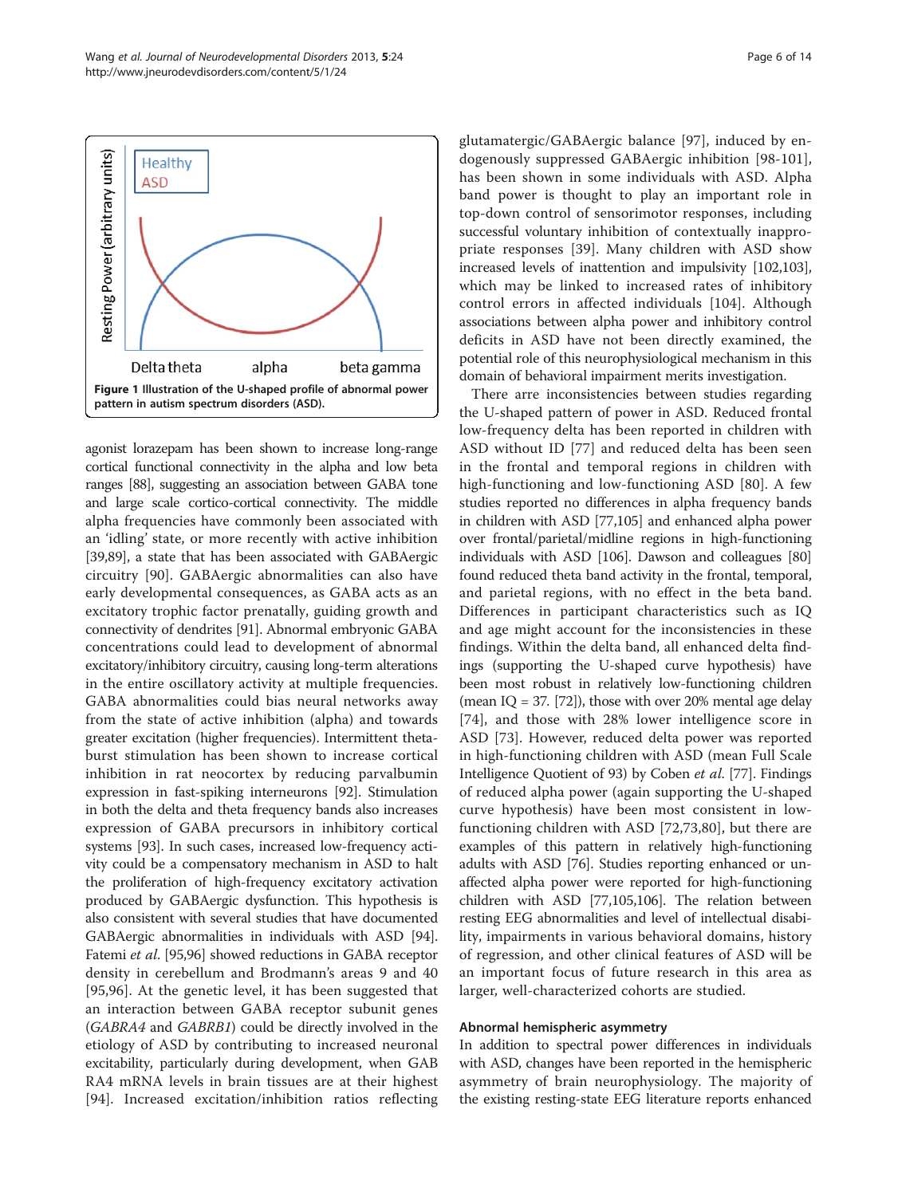Figure 1 Illustration of the U-shaped profile of abnormal power pattern in autism spectrum disorders (ASD).

agonist lorazepam has been shown to increase long-range cortical functional connectivity in the alpha and low beta ranges [88], suggesting an association between GABA tone and large scale cortico-cortical connectivity. The middle alpha frequencies have commonly been associated with an 'idling' state, or more recently with active inhibition [39,89], a state that has been associated with GABAergic circuitry [90]. GABAergic abnormalities can also have early developmental consequences, as GABA acts as an excitatory trophic factor prenatally, guiding growth and connectivity of dendrites [91]. Abnormal embryonic GABA concentrations could lead to development of abnormal excitatory/inhibitory circuitry, causing long-term alterations in the entire oscillatory activity at multiple frequencies. GABA abnormalities could bias neural networks away from the state of active inhibition (alpha) and towards greater excitation (higher frequencies). Intermittent theta-burst stimulation has been shown to increase cortical inhibition in rat neocortex by reducing parvalbumin expression in fast-spiking interneurons [92]. Stimulation in both the delta and theta frequency bands also increases expression of GABA precursors in inhibitory cortical systems [93]. In such cases, increased low-frequency activity could be a compensatory mechanism in ASD to halt the proliferation of high-frequency excitatory activation produced by GABAergic dysfunction. This hypothesis is also consistent with several studies that have documented GABAergic abnormalities in individuals with ASD [94]. Fatemi *et al.* [95,96] showed reductions in GABA receptor density in cerebellum and Brodmann's areas 9 and 40 [95,96]. At the genetic level, it has been suggested that an interaction between GABA receptor subunit genes (*GABRA4* and *GABRB1*) could be directly involved in the etiology of ASD by contributing to increased neuronal excitability, particularly during development, when GAB RA4 mRNA levels in brain tissues are at their highest [94]. Increased excitation/inhibition ratios reflecting glutamatergic/GABAergic balance [97], induced by endogenously suppressed GABAergic inhibition [98-101], has been shown in some individuals with ASD. Alpha band power is thought to play an important role in top-down control of sensorimotor responses, including successful voluntary inhibition of contextually inappropriate responses [39]. Many children with ASD show increased levels of inattention and impulsivity [102,103], which may be linked to increased rates of inhibitory control errors in affected individuals [104]. Although associations between alpha power and inhibitory control deficits in ASD have not been directly examined, the potential role of this neurophysiological mechanism in this domain of behavioral impairment merits investigation.

There arre inconsistencies between studies regarding the U-shaped pattern of power in ASD. Reduced frontal low-frequency delta has been reported in children with ASD without ID [77] and reduced delta has been seen in the frontal and temporal regions in children with high-functioning and low-functioning ASD [80]. A few studies reported no differences in alpha frequency bands in children with ASD [77,105] and enhanced alpha power over frontal/parietal/midline regions in high-functioning individuals with ASD [106]. Dawson and colleagues [80] found reduced theta band activity in the frontal, temporal, and parietal regions, with no effect in the beta band. Differences in participant characteristics such as IQ and age might account for the inconsistencies in these findings. Within the delta band, all enhanced delta findings (supporting the U-shaped curve hypothesis) have been most robust in relatively low-functioning children (mean IQ = 37. [72]), those with over 20% mental age delay [74], and those with 28% lower intelligence score in ASD [73]. However, reduced delta power was reported in high-functioning children with ASD (mean Full Scale Intelligence Quotient of 93) by Coben *et al.* [77]. Findings of reduced alpha power (again supporting the U-shaped curve hypothesis) have been most consistent in low-functioning children with ASD [72,73,80], but there are examples of this pattern in relatively high-functioning adults with ASD [76]. Studies reporting enhanced or unaffected alpha power were reported for high-functioning children with ASD [77,105,106]. The relation between resting EEG abnormalities and level of intellectual disability, impairments in various behavioral domains, history of regression, and other clinical features of ASD will be an important focus of future research in this area as larger, well-characterized cohorts are studied.

### Abnormal hemispheric asymmetry

In addition to spectral power differences in individuals with ASD, changes have been reported in the hemispheric asymmetry of brain neurophysiology. The majority of the existing resting-state EEG literature reports enhanced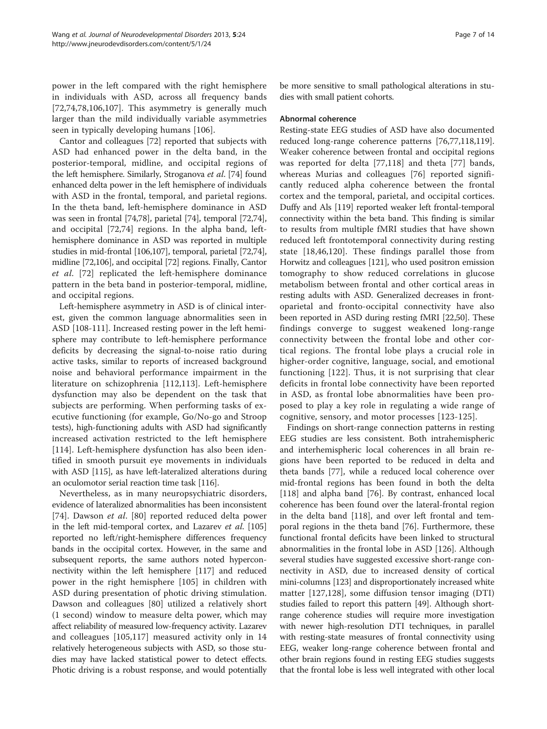power in the left compared with the right hemisphere in individuals with ASD, across all frequency bands [72,74,78,106,107]. This asymmetry is generally much larger than the mild individually variable asymmetries seen in typically developing humans [106].

Cantor and colleagues [72] reported that subjects with ASD had enhanced power in the delta band, in the posterior-temporal, midline, and occipital regions of the left hemisphere. Similarly, Stroganova *et al.* [74] found enhanced delta power in the left hemisphere of individuals with ASD in the frontal, temporal, and parietal regions. In the theta band, left-hemisphere dominance in ASD was seen in frontal [74,78], parietal [74], temporal [72,74], and occipital [72,74] regions. In the alpha band, left-hemisphere dominance in ASD was reported in multiple studies in mid-frontal [106,107], temporal, parietal [72,74], midline [72,106], and occipital [72] regions. Finally, Cantor *et al.* [72] replicated the left-hemisphere dominance pattern in the beta band in posterior-temporal, midline, and occipital regions.

Left-hemisphere asymmetry in ASD is of clinical interest, given the common language abnormalities seen in ASD [108-111]. Increased resting power in the left hemisphere may contribute to left-hemisphere performance deficits by decreasing the signal-to-noise ratio during active tasks, similar to reports of increased background noise and behavioral performance impairment in the literature on schizophrenia [112,113]. Left-hemisphere dysfunction may also be dependent on the task that subjects are performing. When performing tasks of executive functioning (for example, Go/No-go and Stroop tests), high-functioning adults with ASD had significantly increased activation restricted to the left hemisphere [114]. Left-hemisphere dysfunction has also been identified in smooth pursuit eye movements in individuals with ASD [115], as have left-lateralized alterations during an oculomotor serial reaction time task [116].

Nevertheless, as in many neuropsychiatric disorders, evidence of lateralized abnormalities has been inconsistent [74]. Dawson *et al.* [80] reported reduced delta power in the left mid-temporal cortex, and Lazarev *et al.* [105] reported no left/right-hemisphere differences frequency bands in the occipital cortex. However, in the same and subsequent reports, the same authors noted hyperconnectivity within the left hemisphere [117] and reduced power in the right hemisphere [105] in children with ASD during presentation of photic driving stimulation. Dawson and colleagues [80] utilized a relatively short (1 second) window to measure delta power, which may affect reliability of measured low-frequency activity. Lazarev and colleagues [105,117] measured activity only in 14 relatively heterogeneous subjects with ASD, so those studies may have lacked statistical power to detect effects. Photic driving is a robust response, and would potentially be more sensitive to small pathological alterations in studies with small patient cohorts.

### Abnormal coherence

Resting-state EEG studies of ASD have also documented reduced long-range coherence patterns [76,77,118,119]. Weaker coherence between frontal and occipital regions was reported for delta [77,118] and theta [77] bands, whereas Murias and colleagues [76] reported significantly reduced alpha coherence between the frontal cortex and the temporal, parietal, and occipital cortices. Duffy and Als [119] reported weaker left frontal-temporal connectivity within the beta band. This finding is similar to results from multiple fMRI studies that have shown reduced left frontotemporal connectivity during resting state [18,46,120]. These findings parallel those from Horwitz and colleagues [121], who used positron emission tomography to show reduced correlations in glucose metabolism between frontal and other cortical areas in resting adults with ASD. Generalized decreases in frontoparietal and fronto-occipital connectivity have also been reported in ASD during resting fMRI [22,50]. These findings converge to suggest weakened long-range connectivity between the frontal lobe and other cortical regions. The frontal lobe plays a crucial role in higher-order cognitive, language, social, and emotional functioning [122]. Thus, it is not surprising that clear deficits in frontal lobe connectivity have been reported in ASD, as frontal lobe abnormalities have been proposed to play a key role in regulating a wide range of cognitive, sensory, and motor processes [123-125].

Findings on short-range connection patterns in resting EEG studies are less consistent. Both intrahemispheric and interhemispheric local coherences in all brain regions have been reported to be reduced in delta and theta bands [77], while a reduced local coherence over mid-frontal regions has been found in both the delta [118] and alpha band [76]. By contrast, enhanced local coherence has been found over the lateral-frontal region in the delta band [118], and over left frontal and temporal regions in the theta band [76]. Furthermore, these functional frontal deficits have been linked to structural abnormalities in the frontal lobe in ASD [126]. Although several studies have suggested excessive short-range connectivity in ASD, due to increased density of cortical mini-columns [123] and disproportionately increased white matter [127,128], some diffusion tensor imaging (DTI) studies failed to report this pattern [49]. Although short-range coherence studies will require more investigation with newer high-resolution DTI techniques, in parallel with resting-state measures of frontal connectivity using EEG, weaker long-range coherence between frontal and other brain regions found in resting EEG studies suggests that the frontal lobe is less well integrated with other local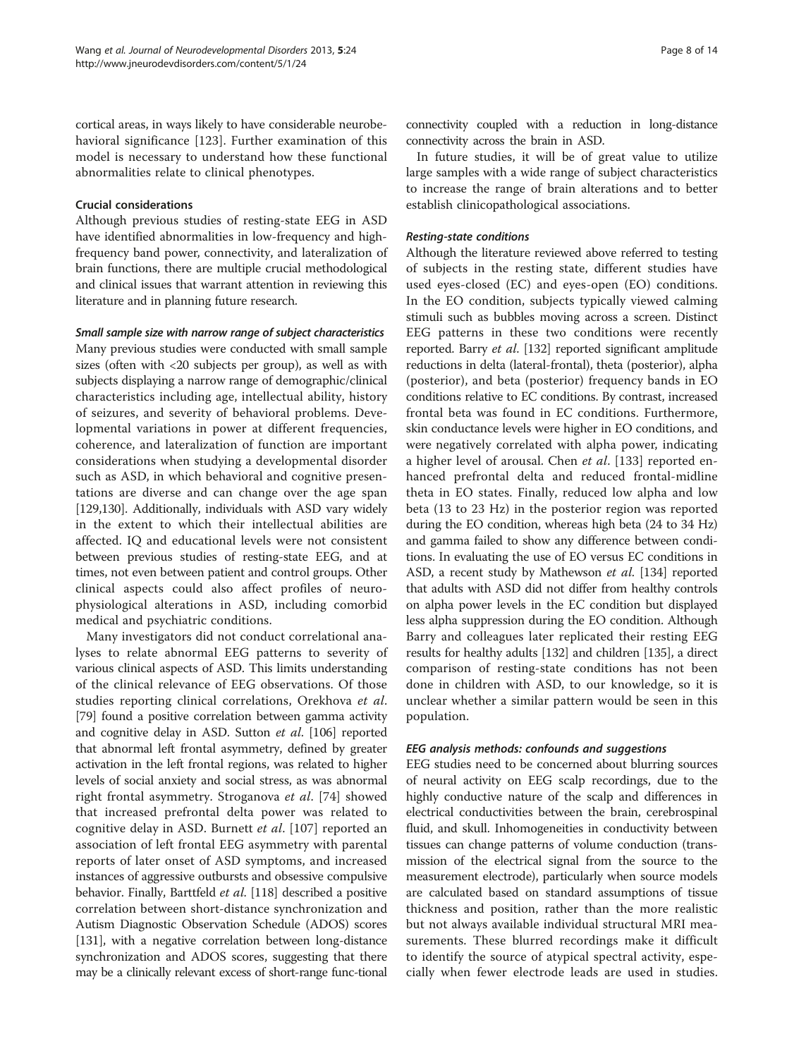cortical areas, in ways likely to have considerable neurobehavioral significance [123]. Further examination of this model is necessary to understand how these functional abnormalities relate to clinical phenotypes.

### Crucial considerations

Although previous studies of resting-state EEG in ASD have identified abnormalities in low-frequency and high-frequency band power, connectivity, and lateralization of brain functions, there are multiple crucial methodological and clinical issues that warrant attention in reviewing this literature and in planning future research.

#### *Small sample size with narrow range of subject characteristics*

Many previous studies were conducted with small sample sizes (often with <20 subjects per group), as well as with subjects displaying a narrow range of demographic/clinical characteristics including age, intellectual ability, history of seizures, and severity of behavioral problems. Developmental variations in power at different frequencies, coherence, and lateralization of function are important considerations when studying a developmental disorder such as ASD, in which behavioral and cognitive presentations are diverse and can change over the age span [129,130]. Additionally, individuals with ASD vary widely in the extent to which their intellectual abilities are affected. IQ and educational levels were not consistent between previous studies of resting-state EEG, and at times, not even between patient and control groups. Other clinical aspects could also affect profiles of neurophysiological alterations in ASD, including comorbid medical and psychiatric conditions.

Many investigators did not conduct correlational analyses to relate abnormal EEG patterns to severity of various clinical aspects of ASD. This limits understanding of the clinical relevance of EEG observations. Of those studies reporting clinical correlations, Orekhova *et al*. [79] found a positive correlation between gamma activity and cognitive delay in ASD. Sutton *et al*. [106] reported that abnormal left frontal asymmetry, defined by greater activation in the left frontal regions, was related to higher levels of social anxiety and social stress, as was abnormal right frontal asymmetry. Stroganova *et al*. [74] showed that increased prefrontal delta power was related to cognitive delay in ASD. Burnett *et al*. [107] reported an association of left frontal EEG asymmetry with parental reports of later onset of ASD symptoms, and increased instances of aggressive outbursts and obsessive compulsive behavior. Finally, Barttfeld *et al*. [118] described a positive correlation between short-distance synchronization and Autism Diagnostic Observation Schedule (ADOS) scores [131], with a negative correlation between long-distance synchronization and ADOS scores, suggesting that there may be a clinically relevant excess of short-range func-tional connectivity coupled with a reduction in long-distance connectivity across the brain in ASD.

In future studies, it will be of great value to utilize large samples with a wide range of subject characteristics to increase the range of brain alterations and to better establish clinicopathological associations.

#### *Resting-state conditions*

Although the literature reviewed above referred to testing of subjects in the resting state, different studies have used eyes-closed (EC) and eyes-open (EO) conditions. In the EO condition, subjects typically viewed calming stimuli such as bubbles moving across a screen. Distinct EEG patterns in these two conditions were recently reported. Barry *et al*. [132] reported significant amplitude reductions in delta (lateral-frontal), theta (posterior), alpha (posterior), and beta (posterior) frequency bands in EO conditions relative to EC conditions. By contrast, increased frontal beta was found in EC conditions. Furthermore, skin conductance levels were higher in EO conditions, and were negatively correlated with alpha power, indicating a higher level of arousal. Chen *et al*. [133] reported enhanced prefrontal delta and reduced frontal-midline theta in EO states. Finally, reduced low alpha and low beta (13 to 23 Hz) in the posterior region was reported during the EO condition, whereas high beta (24 to 34 Hz) and gamma failed to show any difference between conditions. In evaluating the use of EO versus EC conditions in ASD, a recent study by Mathewson *et al*. [134] reported that adults with ASD did not differ from healthy controls on alpha power levels in the EC condition but displayed less alpha suppression during the EO condition. Although Barry and colleagues later replicated their resting EEG results for healthy adults [132] and children [135], a direct comparison of resting-state conditions has not been done in children with ASD, to our knowledge, so it is unclear whether a similar pattern would be seen in this population.

#### *EEG analysis methods: confounds and suggestions*

EEG studies need to be concerned about blurring sources of neural activity on EEG scalp recordings, due to the highly conductive nature of the scalp and differences in electrical conductivities between the brain, cerebrospinal fluid, and skull. Inhomogeneities in conductivity between tissues can change patterns of volume conduction (transmission of the electrical signal from the source to the measurement electrode), particularly when source models are calculated based on standard assumptions of tissue thickness and position, rather than the more realistic but not always available individual structural MRI measurements. These blurred recordings make it difficult to identify the source of atypical spectral activity, especially when fewer electrode leads are used in studies.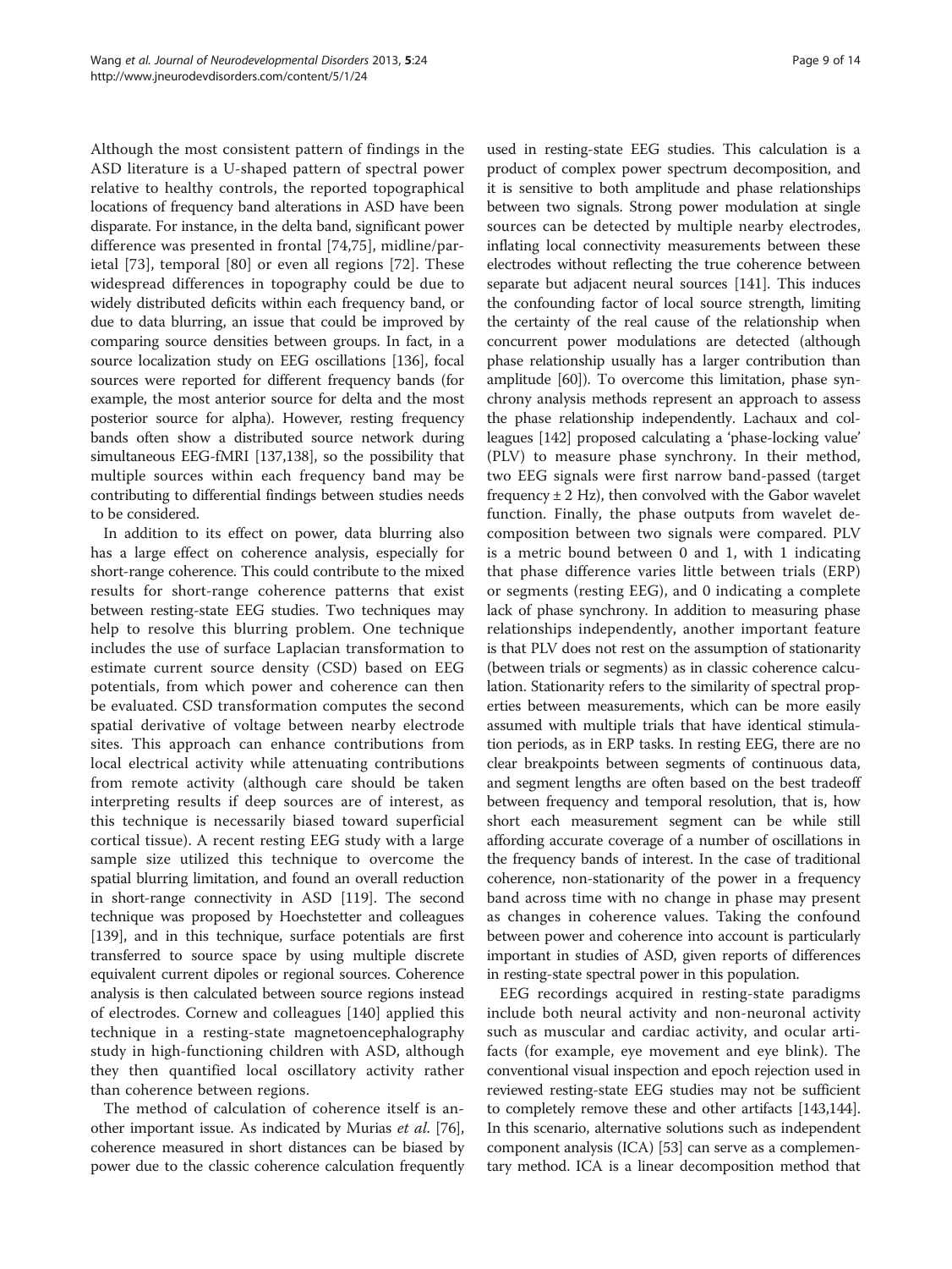Although the most consistent pattern of findings in the ASD literature is a U-shaped pattern of spectral power relative to healthy controls, the reported topographical locations of frequency band alterations in ASD have been disparate. For instance, in the delta band, significant power difference was presented in frontal [74,75], midline/parietal [73], temporal [80] or even all regions [72]. These widespread differences in topography could be due to widely distributed deficits within each frequency band, or due to data blurring, an issue that could be improved by comparing source densities between groups. In fact, in a source localization study on EEG oscillations [136], focal sources were reported for different frequency bands (for example, the most anterior source for delta and the most posterior source for alpha). However, resting frequency bands often show a distributed source network during simultaneous EEG-fMRI [137,138], so the possibility that multiple sources within each frequency band may be contributing to differential findings between studies needs to be considered.

In addition to its effect on power, data blurring also has a large effect on coherence analysis, especially for short-range coherence. This could contribute to the mixed results for short-range coherence patterns that exist between resting-state EEG studies. Two techniques may help to resolve this blurring problem. One technique includes the use of surface Laplacian transformation to estimate current source density (CSD) based on EEG potentials, from which power and coherence can then be evaluated. CSD transformation computes the second spatial derivative of voltage between nearby electrode sites. This approach can enhance contributions from local electrical activity while attenuating contributions from remote activity (although care should be taken interpreting results if deep sources are of interest, as this technique is necessarily biased toward superficial cortical tissue). A recent resting EEG study with a large sample size utilized this technique to overcome the spatial blurring limitation, and found an overall reduction in short-range connectivity in ASD [119]. The second technique was proposed by Hoechstetter and colleagues [139], and in this technique, surface potentials are first transferred to source space by using multiple discrete equivalent current dipoles or regional sources. Coherence analysis is then calculated between source regions instead of electrodes. Cornew and colleagues [140] applied this technique in a resting-state magnetoencephalography study in high-functioning children with ASD, although they then quantified local oscillatory activity rather than coherence between regions.

The method of calculation of coherence itself is another important issue. As indicated by Murias *et al.* [76], coherence measured in short distances can be biased by power due to the classic coherence calculation frequently used in resting-state EEG studies. This calculation is a product of complex power spectrum decomposition, and it is sensitive to both amplitude and phase relationships between two signals. Strong power modulation at single sources can be detected by multiple nearby electrodes, inflating local connectivity measurements between these electrodes without reflecting the true coherence between separate but adjacent neural sources [141]. This induces the confounding factor of local source strength, limiting the certainty of the real cause of the relationship when concurrent power modulations are detected (although phase relationship usually has a larger contribution than amplitude [60]). To overcome this limitation, phase synchrony analysis methods represent an approach to assess the phase relationship independently. Lachaux and colleagues [142] proposed calculating a 'phase-locking value' (PLV) to measure phase synchrony. In their method, two EEG signals were first narrow band-passed (target frequency $\pm$ 2 Hz), then convolved with the Gabor wavelet function. Finally, the phase outputs from wavelet decomposition between two signals were compared. PLV is a metric bound between 0 and 1, with 1 indicating that phase difference varies little between trials (ERP) or segments (resting EEG), and 0 indicating a complete lack of phase synchrony. In addition to measuring phase relationships independently, another important feature is that PLV does not rest on the assumption of stationarity (between trials or segments) as in classic coherence calculation. Stationarity refers to the similarity of spectral properties between measurements, which can be more easily assumed with multiple trials that have identical stimulation periods, as in ERP tasks. In resting EEG, there are no clear breakpoints between segments of continuous data, and segment lengths are often based on the best tradeoff between frequency and temporal resolution, that is, how short each measurement segment can be while still affording accurate coverage of a number of oscillations in the frequency bands of interest. In the case of traditional coherence, non-stationarity of the power in a frequency band across time with no change in phase may present as changes in coherence values. Taking the confound between power and coherence into account is particularly important in studies of ASD, given reports of differences in resting-state spectral power in this population.

EEG recordings acquired in resting-state paradigms include both neural activity and non-neuronal activity such as muscular and cardiac activity, and ocular artifacts (for example, eye movement and eye blink). The conventional visual inspection and epoch rejection used in reviewed resting-state EEG studies may not be sufficient to completely remove these and other artifacts [143,144]. In this scenario, alternative solutions such as independent component analysis (ICA) [53] can serve as a complementary method. ICA is a linear decomposition method that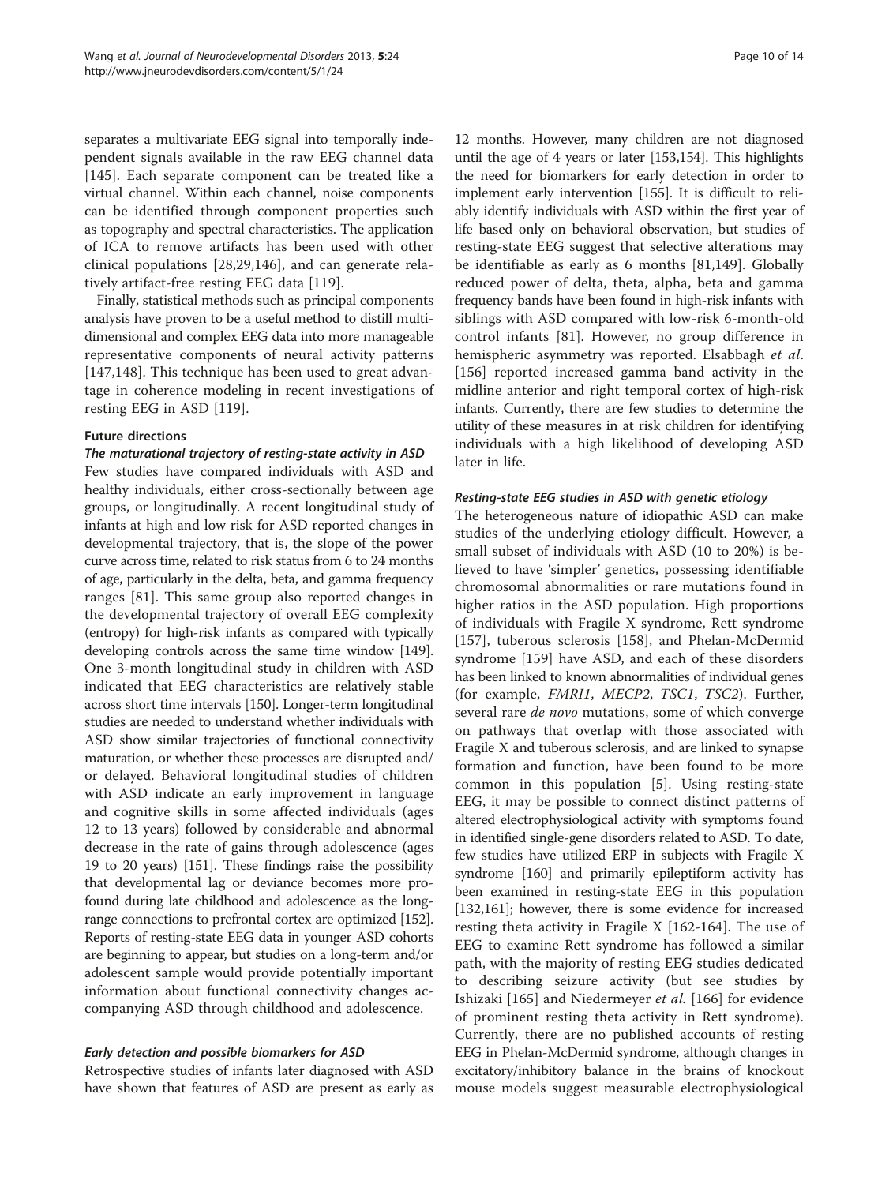separates a multivariate EEG signal into temporally independent signals available in the raw EEG channel data [145]. Each separate component can be treated like a virtual channel. Within each channel, noise components can be identified through component properties such as topography and spectral characteristics. The application of ICA to remove artifacts has been used with other clinical populations [28,29,146], and can generate relatively artifact-free resting EEG data [119].

Finally, statistical methods such as principal components analysis have proven to be a useful method to distill multidimensional and complex EEG data into more manageable representative components of neural activity patterns [147,148]. This technique has been used to great advantage in coherence modeling in recent investigations of resting EEG in ASD [119].

## Future directions

### *The maturational trajectory of resting-state activity in ASD*

Few studies have compared individuals with ASD and healthy individuals, either cross-sectionally between age groups, or longitudinally. A recent longitudinal study of infants at high and low risk for ASD reported changes in developmental trajectory, that is, the slope of the power curve across time, related to risk status from 6 to 24 months of age, particularly in the delta, beta, and gamma frequency ranges [81]. This same group also reported changes in the developmental trajectory of overall EEG complexity (entropy) for high-risk infants as compared with typically developing controls across the same time window [149]. One 3-month longitudinal study in children with ASD indicated that EEG characteristics are relatively stable across short time intervals [150]. Longer-term longitudinal studies are needed to understand whether individuals with ASD show similar trajectories of functional connectivity maturation, or whether these processes are disrupted and/or delayed. Behavioral longitudinal studies of children with ASD indicate an early improvement in language and cognitive skills in some affected individuals (ages 12 to 13 years) followed by considerable and abnormal decrease in the rate of gains through adolescence (ages 19 to 20 years) [151]. These findings raise the possibility that developmental lag or deviance becomes more profound during late childhood and adolescence as the long-range connections to prefrontal cortex are optimized [152]. Reports of resting-state EEG data in younger ASD cohorts are beginning to appear, but studies on a long-term and/or adolescent sample would provide potentially important information about functional connectivity changes accompanying ASD through childhood and adolescence.

### *Early detection and possible biomarkers for ASD*

Retrospective studies of infants later diagnosed with ASD have shown that features of ASD are present as early as 12 months. However, many children are not diagnosed until the age of 4 years or later [153,154]. This highlights the need for biomarkers for early detection in order to implement early intervention [155]. It is difficult to reliably identify individuals with ASD within the first year of life based only on behavioral observation, but studies of resting-state EEG suggest that selective alterations may be identifiable as early as 6 months [81,149]. Globally reduced power of delta, theta, alpha, beta and gamma frequency bands have been found in high-risk infants with siblings with ASD compared with low-risk 6-month-old control infants [81]. However, no group difference in hemispheric asymmetry was reported. Elsabbagh *et al.* [156] reported increased gamma band activity in the midline anterior and right temporal cortex of high-risk infants. Currently, there are few studies to determine the utility of these measures in at risk children for identifying individuals with a high likelihood of developing ASD later in life.

### *Resting-state EEG studies in ASD with genetic etiology*

The heterogeneous nature of idiopathic ASD can make studies of the underlying etiology difficult. However, a small subset of individuals with ASD (10 to 20%) is believed to have 'simpler' genetics, possessing identifiable chromosomal abnormalities or rare mutations found in higher ratios in the ASD population. High proportions of individuals with Fragile X syndrome, Rett syndrome [157], tuberous sclerosis [158], and Phelan-McDermid syndrome [159] have ASD, and each of these disorders has been linked to known abnormalities of individual genes (for example, *FMRI1*, *MECP2*, *TSC1*, *TSC2*). Further, several rare *de novo* mutations, some of which converge on pathways that overlap with those associated with Fragile X and tuberous sclerosis, and are linked to synapse formation and function, have been found to be more common in this population [5]. Using resting-state EEG, it may be possible to connect distinct patterns of altered electrophysiological activity with symptoms found in identified single-gene disorders related to ASD. To date, few studies have utilized ERP in subjects with Fragile X syndrome [160] and primarily epileptiform activity has been examined in resting-state EEG in this population [132,161]; however, there is some evidence for increased resting theta activity in Fragile X [162-164]. The use of EEG to examine Rett syndrome has followed a similar path, with the majority of resting EEG studies dedicated to describing seizure activity (but see studies by Ishizaki [165] and Niedermeyer *et al.* [166] for evidence of prominent resting theta activity in Rett syndrome). Currently, there are no published accounts of resting EEG in Phelan-McDermid syndrome, although changes in excitatory/inhibitory balance in the brains of knockout mouse models suggest measurable electrophysiological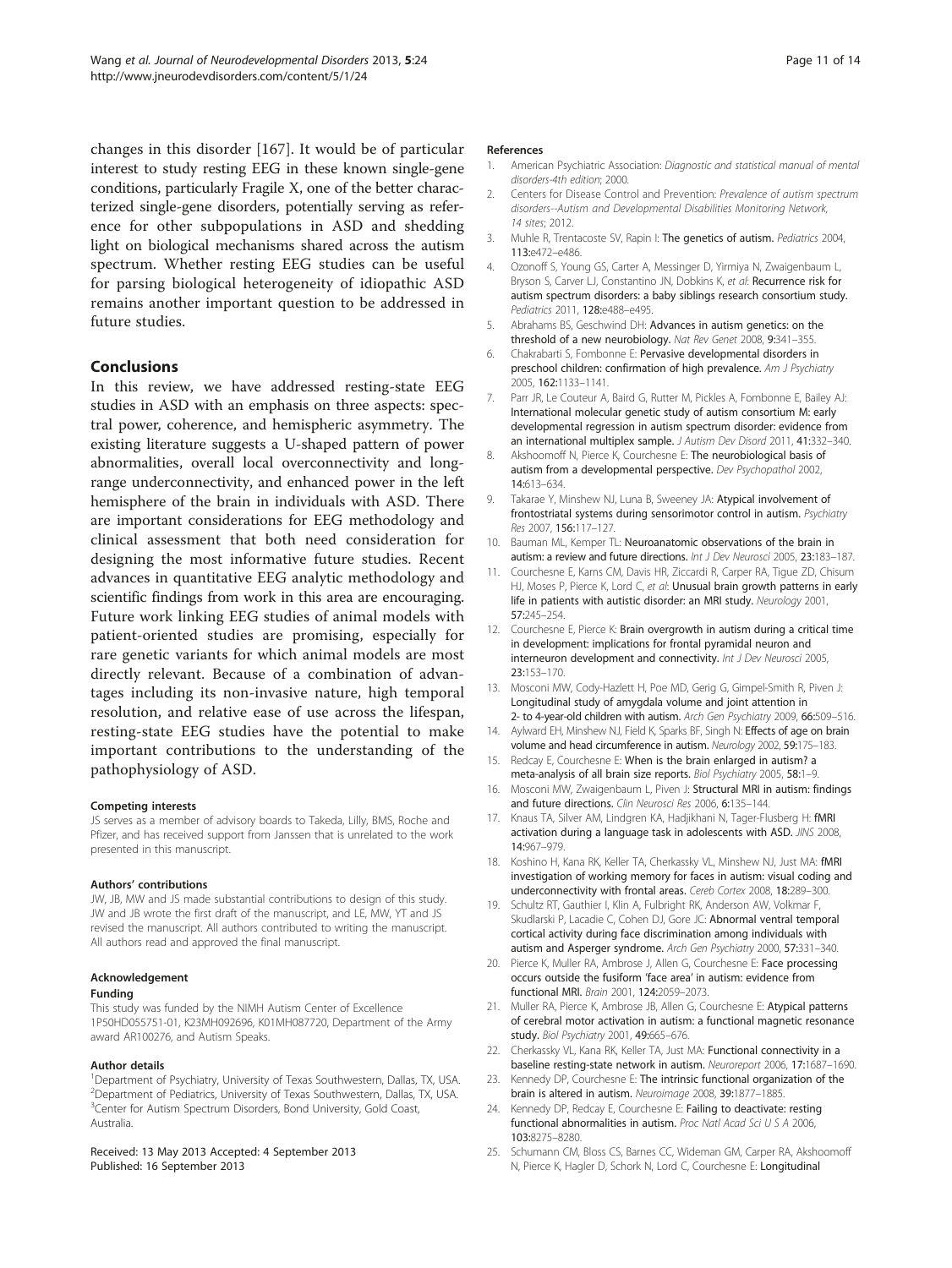changes in this disorder [167]. It would be of particular interest to study resting EEG in these known single-gene conditions, particularly Fragile X, one of the better characterized single-gene disorders, potentially serving as reference for other subpopulations in ASD and shedding light on biological mechanisms shared across the autism spectrum. Whether resting EEG studies can be useful for parsing biological heterogeneity of idiopathic ASD remains another important question to be addressed in future studies.

## Conclusions

In this review, we have addressed resting-state EEG studies in ASD with an emphasis on three aspects: spectral power, coherence, and hemispheric asymmetry. The existing literature suggests a U-shaped pattern of power abnormalities, overall local overconnectivity and long-range underconnectivity, and enhanced power in the left hemisphere of the brain in individuals with ASD. There are important considerations for EEG methodology and clinical assessment that both need consideration for designing the most informative future studies. Recent advances in quantitative EEG analytic methodology and scientific findings from work in this area are encouraging. Future work linking EEG studies of animal models with patient-oriented studies are promising, especially for rare genetic variants for which animal models are most directly relevant. Because of a combination of advantages including its non-invasive nature, high temporal resolution, and relative ease of use across the lifespan, resting-state EEG studies have the potential to make important contributions to the understanding of the pathophysiology of ASD.

#### Competing interests

JS serves as a member of advisory boards to Takeda, Lilly, BMS, Roche and Pfizer, and has received support from Janssen that is unrelated to the work presented in this manuscript.

#### Authors' contributions

JW, JB, MW and JS made substantial contributions to design of this study. JW and JB wrote the first draft of the manuscript, and LE, MW, YT and JS revised the manuscript. All authors contributed to writing the manuscript. All authors read and approved the final manuscript.

#### Acknowledgement

#### Funding

This study was funded by the NIMH Autism Center of Excellence 1P50HD055751-01, K23MH092696, K01MH087720, Department of the Army award AR100276, and Autism Speaks.

#### Author details

[1]Department of Psychiatry, University of Texas Southwestern, Dallas, TX, USA. [2]Department of Pediatrics, University of Texas Southwestern, Dallas, TX, USA. [3]Center for Autism Spectrum Disorders, Bond University, Gold Coast, Australia.

Received: 13 May 2013 Accepted: 4 September 2013
Published: 16 September 2013

#### References

1. American Psychiatric Association: *Diagnostic and statistical manual of mental disorders-4th edition*; 2000.
2. Centers for Disease Control and Prevention: *Prevalence of autism spectrum disorders--Autism and Developmental Disabilities Monitoring Network, 14 sites*; 2012.
3. Muhle R, Trentacoste SV, Rapin I: **The genetics of autism.** *Pediatrics* 2004, **113:**e472–e486.
4. Ozonoff S, Young GS, Carter A, Messinger D, Yirmiya N, Zwaigenbaum L, Bryson S, Carver LJ, Constantino JN, Dobkins K, *et al*: **Recurrence risk for autism spectrum disorders: a baby siblings research consortium study.** *Pediatrics* 2011, **128:**e488–e495.
5. Abrahams BS, Geschwind DH: **Advances in autism genetics: on the threshold of a new neurobiology.** *Nat Rev Genet* 2008, **9:**341–355.
6. Chakrabarti S, Fombonne E: **Pervasive developmental disorders in preschool children: confirmation of high prevalence.** *Am J Psychiatry* 2005, **162:**1133–1141.
7. Parr JR, Le Couteur A, Baird G, Rutter M, Pickles A, Fombonne E, Bailey AJ: **International molecular genetic study of autism consortium M: early developmental regression in autism spectrum disorder: evidence from an international multiplex sample.** *J Autism Dev Disord* 2011, **41:**332–340.
8. Akshoomoff N, Pierce K, Courchesne E: **The neurobiological basis of autism from a developmental perspective.** *Dev Psychopathol* 2002, **14:**613–634.
9. Takarae Y, Minshew NJ, Luna B, Sweeney JA: **Atypical involvement of frontostriatal systems during sensorimotor control in autism.** *Psychiatry Res* 2007, **156:**117–127.
10. Bauman ML, Kemper TL: **Neuroanatomic observations of the brain in autism: a review and future directions.** *Int J Dev Neurosci* 2005, **23:**183–187.
11. Courchesne E, Karns CM, Davis HR, Ziccardi R, Carper RA, Tigue ZD, Chisum HJ, Moses P, Pierce K, Lord C, *et al*: **Unusual brain growth patterns in early life in patients with autistic disorder: an MRI study.** *Neurology* 2001, **57:**245–254.
12. Courchesne E, Pierce K: **Brain overgrowth in autism during a critical time in development: implications for frontal pyramidal neuron and interneuron development and connectivity.** *Int J Dev Neurosci* 2005, **23:**153–170.
13. Mosconi MW, Cody-Hazlett H, Poe MD, Gerig G, Gimpel-Smith R, Piven J: **Longitudinal study of amygdala volume and joint attention in 2- to 4-year-old children with autism.** *Arch Gen Psychiatry* 2009, **66:**509–516.
14. Aylward EH, Minshew NJ, Field K, Sparks BF, Singh N: **Effects of age on brain volume and head circumference in autism.** *Neurology* 2002, **59:**175–183.
15. Redcay E, Courchesne E: **When is the brain enlarged in autism? a meta-analysis of all brain size reports.** *Biol Psychiatry* 2005, **58:**1–9.
16. Mosconi MW, Zwaigenbaum L, Piven J: **Structural MRI in autism: findings and future directions.** *Clin Neurosci Res* 2006, **6:**135–144.
17. Knaus TA, Silver AM, Lindgren KA, Hadjikhani N, Tager-Flusberg H: **fMRI activation during a language task in adolescents with ASD.** *JINS* 2008, **14:**967–979.
18. Koshino H, Kana RK, Keller TA, Cherkassky VL, Minshew NJ, Just MA: **fMRI investigation of working memory for faces in autism: visual coding and underconnectivity with frontal areas.** *Cereb Cortex* 2008, **18:**289–300.
19. Schultz RT, Gauthier I, Klin A, Fulbright RK, Anderson AW, Volkmar F, Skudlarski P, Lacadie C, Cohen DJ, Gore JC: **Abnormal ventral temporal cortical activity during face discrimination among individuals with autism and Asperger syndrome.** *Arch Gen Psychiatry* 2000, **57:**331–340.
20. Pierce K, Muller RA, Ambrose J, Allen G, Courchesne E: **Face processing occurs outside the fusiform 'face area' in autism: evidence from functional MRI.** *Brain* 2001, **124:**2059–2073.
21. Muller RA, Pierce K, Ambrose JB, Allen G, Courchesne E: **Atypical patterns of cerebral motor activation in autism: a functional magnetic resonance study.** *Biol Psychiatry* 2001, **49:**665–676.
22. Cherkassky VL, Kana RK, Keller TA, Just MA: **Functional connectivity in a baseline resting-state network in autism.** *Neuroreport* 2006, **17:**1687–1690.
23. Kennedy DP, Courchesne E: **The intrinsic functional organization of the brain is altered in autism.** *Neuroimage* 2008, **39:**1877–1885.
24. Kennedy DP, Redcay E, Courchesne E: **Failing to deactivate: resting functional abnormalities in autism.** *Proc Natl Acad Sci U S A* 2006, **103:**8275–8280.
25. Schumann CM, Bloss CS, Barnes CC, Wideman GM, Carper RA, Akshoomoff N, Pierce K, Hagler D, Schork N, Lord C, Courchesne E: **Longitudinal**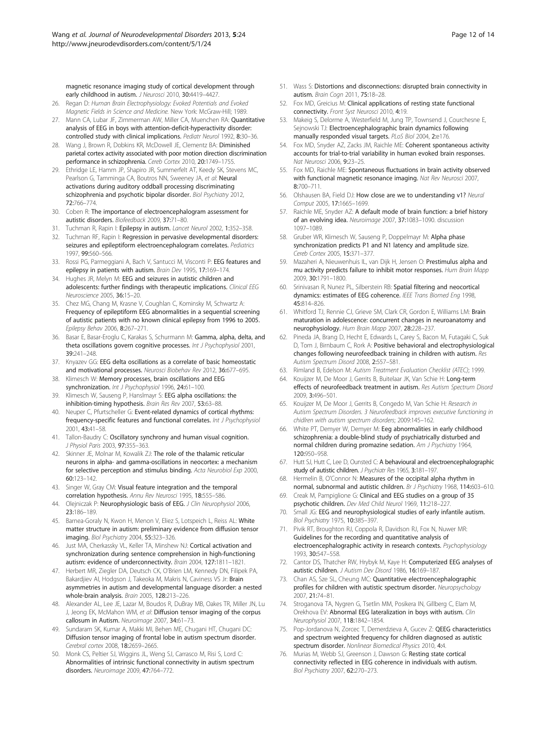magnetic resonance imaging study of cortical development through early childhood in autism. *J Neurosci* 2010, 30:4419–4427.

26. Regan D: *Human Brain Electrophysiology: Evoked Potentials and Evoked Magnetic Fields in Science and Medicine*. New York: McGraw-Hill; 1989.
27. Mann CA, Lubar JF, Zimmerman AW, Miller CA, Muenchen RA: **Quantitative analysis of EEG in boys with attention-deficit-hyperactivity disorder: controlled study with clinical implications.** *Pediatr Neurol* 1992, 8:30–36.
28. Wang J, Brown R, Dobkins KR, McDowell JE, Clementz BA: **Diminished parietal cortex activity associated with poor motion direction discrimination performance in schizophrenia.** *Cereb Cortex* 2010, 20:1749–1755.
29. Ethridge LE, Hamm JP, Shapiro JR, Summerfelt AT, Keedy SK, Stevens MC, Pearlson G, Tamminga CA, Boutros NN, Sweeney JA, *et al*: **Neural activations during auditory oddball processing discriminating schizophrenia and psychotic bipolar disorder.** *Biol Psychiatry* 2012, 72:766–774.
30. Coben R: **The importance of electroencephalogram assessment for autistic disorders.** *Biofeedback* 2009, 37:71–80.
31. Tuchman R, Rapin I: **Epilepsy in autism.** *Lancet Neurol* 2002, 1:352–358.
32. Tuchman RF, Rapin I: **Regression in pervasive developmental disorders: seizures and epileptiform electroencephalogram correlates.** *Pediatrics* 1997, 99:560–566.
33. Rossi PG, Parmeggiani A, Bach V, Santucci M, Visconti P: **EEG features and epilepsy in patients with autism.** *Brain Dev* 1995, 17:169–174.
34. Hughes JR, Melyn M: **EEG and seizures in autistic children and adolescents: further findings with therapeutic implications.** *Clinical EEG Neuroscience* 2005, 36:15–20.
35. Chez MG, Chang M, Krasne V, Coughlan C, Kominsky M, Schwartz A: **Frequency of epileptiform EEG abnormalities in a sequential screening of autistic patients with no known clinical epilepsy from 1996 to 2005.** *Epilepsy Behav* 2006, 8:267–271.
36. Basar E, Basar-Eroglu C, Karakas S, Schurmann M: **Gamma, alpha, delta, and theta oscillations govern cognitive processes.** *Int J Psychophysiol* 2001, 39:241–248.
37. Knyazev GG: **EEG delta oscillations as a correlate of basic homeostatic and motivational processes.** *Neurosci Biobehav Rev* 2012, 36:677–695.
38. Klimesch W: **Memory processes, brain oscillations and EEG synchronization.** *Int J Psychophysiol* 1996, 24:61–100.
39. Klimesch W, Sauseng P, Hanslmayr S: **EEG alpha oscillations: the inhibition-timing hypothesis.** *Brain Res Rev* 2007, 53:63–88.
40. Neuper C, Pfurtscheller G: **Event-related dynamics of cortical rhythms: frequency-specific features and functional correlates.** *Int J Psychophysiol* 2001, 43:41–58.
41. Tallon-Baudry C: **Oscillatory synchrony and human visual cognition.** *J Physiol Paris* 2003, 97:355–363.
42. Skinner JE, Molnar M, Kowalik ZJ: **The role of the thalamic reticular neurons in alpha- and gamma-oscillations in neocortex: a mechanism for selective perception and stimulus binding.** *Acta Neurobiol Exp* 2000, 60:123–142.
43. Singer W, Gray CM: **Visual feature integration and the temporal correlation hypothesis.** *Annu Rev Neurosci* 1995, 18:555–586.
44. Olejniczak P: **Neurophysiologic basis of EEG.** *J Clin Neurophysiol* 2006, 23:186–189.
45. Barnea-Goraly N, Kwon H, Menon V, Eliez S, Lotspeich L, Reiss AL: **White matter structure in autism: preliminary evidence from diffusion tensor imaging.** *Biol Psychiatry* 2004, 55:323–326.
46. Just MA, Cherkassky VL, Keller TA, Minshew NJ: **Cortical activation and synchronization during sentence comprehension in high-functioning autism: evidence of underconnectivity.** *Brain* 2004, 127:1811–1821.
47. Herbert MR, Ziegler DA, Deutsch CK, O'Brien LM, Kennedy DN, Filipek PA, Bakardjiev AI, Hodgson J, Takeoka M, Makris N, Caviness VS Jr: **Brain asymmetries in autism and developmental language disorder: a nested whole-brain analysis.** *Brain* 2005, 128:213–226.
48. Alexander AL, Lee JE, Lazar M, Boudos R, DuBray MB, Oakes TR, Miller JN, Lu J, Jeong EK, McMahon WM, *et al*: **Diffusion tensor imaging of the corpus callosum in Autism.** *Neuroimage* 2007, 34:61–73.
49. Sundaram SK, Kumar A, Makki MI, Behen ME, Chugani HT, Chugani DC: **Diffusion tensor imaging of frontal lobe in autism spectrum disorder.** *Cerebral cortex* 2008, 18:2659–2665.
50. Monk CS, Peltier SJ, Wiggins JL, Weng SJ, Carrasco M, Risi S, Lord C: **Abnormalities of intrinsic functional connectivity in autism spectrum disorders.** *Neuroimage* 2009, 47:764–772.
51. Wass S: **Distortions and disconnections: disrupted brain connectivity in autism.** *Brain Cogn* 2011, 75:18–28.
52. Fox MD, Greicius M: **Clinical applications of resting state functional connectivity.** *Front Syst Neurosci* 2010, 4:19.
53. Makeig S, Delorme A, Westerfield M, Jung TP, Townsend J, Courchesne E, Sejnowski TJ: **Electroencephalographic brain dynamics following manually responded visual targets.** *PLoS Biol* 2004, 2:e176.
54. Fox MD, Snyder AZ, Zacks JM, Raichle ME: **Coherent spontaneous activity accounts for trial-to-trial variability in human evoked brain responses.** *Nat Neurosci* 2006, 9:23–25.
55. Fox MD, Raichle ME: **Spontaneous fluctuations in brain activity observed with functional magnetic resonance imaging.** *Nat Rev Neurosci* 2007, 8:700–711.
56. Olshausen BA, Field DJ: **How close are we to understanding v1?** *Neural Comput* 2005, 17:1665–1699.
57. Raichle ME, Snyder AZ: **A default mode of brain function: a brief history of an evolving idea.** *Neuroimage* 2007, 37:1083–1090. discussion 1097–1089.
58. Gruber WR, Klimesch W, Sauseng P, Doppelmayr M: **Alpha phase synchronization predicts P1 and N1 latency and amplitude size.** *Cereb Cortex* 2005, 15:371–377.
59. Mazaheri A, Nieuwenhuis IL, van Dijk H, Jensen O: **Prestimulus alpha and mu activity predicts failure to inhibit motor responses.** *Hum Brain Mapp* 2009, 30:1791–1800.
60. Srinivasan R, Nunez PL, Silberstein RB: **Spatial filtering and neocortical dynamics: estimates of EEG coherence.** *IEEE Trans Biomed Eng* 1998, 45:814–826.
61. Whitford TJ, Rennie CJ, Grieve SM, Clark CR, Gordon E, Williams LM: **Brain maturation in adolescence: concurrent changes in neuroanatomy and neurophysiology.** *Hum Brain Mapp* 2007, 28:228–237.
62. Pineda JA, Brang D, Hecht E, Edwards L, Carey S, Bacon M, Futagaki C, Suk D, Tom J, Birnbaum C, Rork A: **Positive behavioral and electrophysiological changes following neurofeedback training in children with autism.** *Res Autism Spectrum Disord* 2008, 2:557–581.
63. Rimland B, Edelson M: *Autism Treatment Evaluation Checklist (ATEC)*; 1999.
64. Kouijzer M, De Moor J, Gerrits B, Buitelaar JK, Van Schie H: **Long-term effects of neurofeedback treatment in autism.** *Res Autism Spectrum Disord* 2009, 3:496–501.
65. Kouijzer M, De Moor J, Gerrits B, Congedo M, Van Schie H: *Research in Autism Spectrum Disorders. 3 Neurofeedback improves executive functioning in chidlren with autism spectrum disorders*; 2009:145–162.
66. White PT, Demyer W, Demyer M: **Eeg abnormalities in early childhood schizophrenia: a double-blind study of psychiatrically disturbed and normal children during promazine sedation.** *Am J Psychiatry* 1964, 120:950–958.
67. Hutt SJ, Hutt C, Lee D, Ounsted C: **A behavioural and electroencephalographic study of autistic children.** *J Psychiatr Res* 1965, 3:181–197.
68. Hermelin B, O'Connor N: **Measures of the occipital alpha rhythm in normal, subnormal and autistic children.** *Br J Psychiatry* 1968, 114:603–610.
69. Creak M, Pampiglione G: **Clinical and EEG studies on a group of 35 psychotic children.** *Dev Med Child Neurol* 1969, 11:218–227.
70. Small JG: **EEG and neurophysiological studies of early infantile autism.** *Biol Psychiatry* 1975, 10:385–397.
71. Pivik RT, Broughton RJ, Coppola R, Davidson RJ, Fox N, Nuwer MR: **Guidelines for the recording and quantitative analysis of electroencephalographic activity in research contexts.** *Psychophysiology* 1993, 30:547–558.
72. Cantor DS, Thatcher RW, Hrybyk M, Kaye H: **Computerized EEG analyses of autistic children.** *J Autism Dev Disord* 1986, 16:169–187.
73. Chan AS, Sze SL, Cheung MC: **Quantitative electroencephalographic profiles for children with autistic spectrum disorder.** *Neuropsychology* 2007, 21:74–81.
74. Stroganova TA, Nygren G, Tsetlin MM, Posikera IN, Gillberg C, Elam M, Orekhova EV: **Abnormal EEG lateralization in boys with autism.** *Clin Neurophysiol* 2007, 118:1842–1854.
75. Pop-Jordanova N, Zorcec T, Demerdzieva A, Gucev Z: **QEEG characteristics and spectrum weighted frequency for children diagnosed as autistic spectrum disorder.** *Nonlinear Biomedical Physics* 2010, 4:4.
76. Murias M, Webb SJ, Greenson J, Dawson G: **Resting state cortical connectivity reflected in EEG coherence in individuals with autism.** *Biol Psychiatry* 2007, 62:270–273.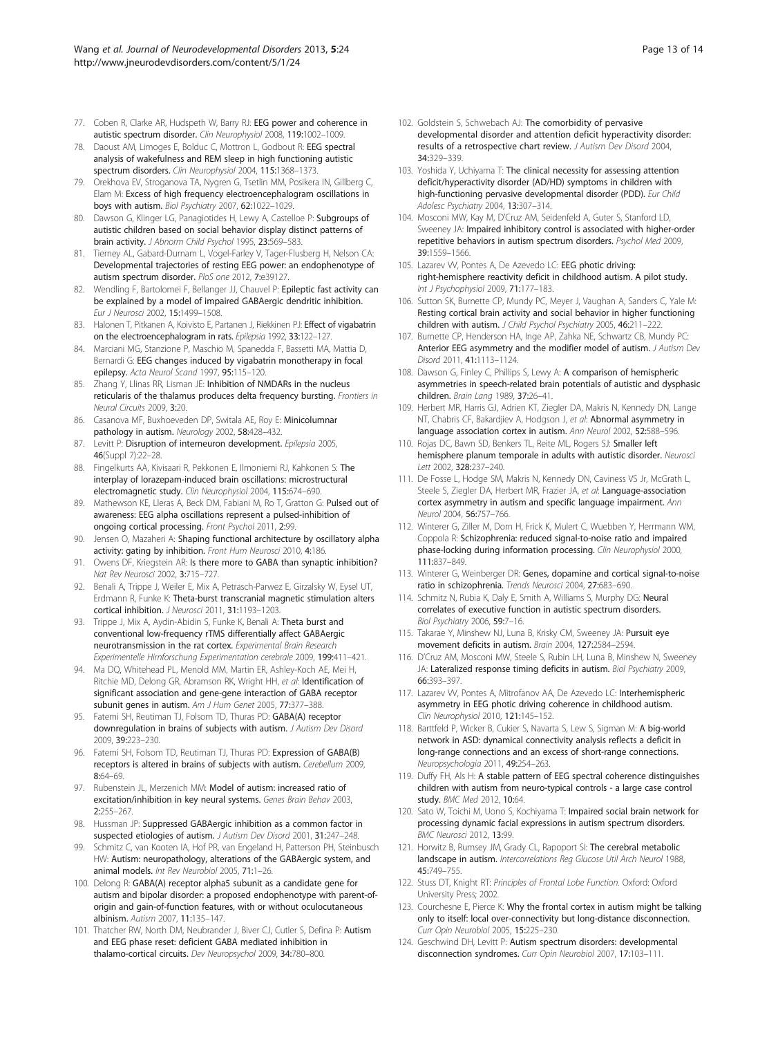77. Coben R, Clarke AR, Hudspeth W, Barry RJ: EEG power and coherence in autistic spectrum disorder. *Clin Neurophysiol* 2008, **119**:1002–1009.
78. Daoust AM, Limoges E, Bolduc C, Mottron L, Godbout R: EEG spectral analysis of wakefulness and REM sleep in high functioning autistic spectrum disorders. *Clin Neurophysiol* 2004, **115**:1368–1373.
79. Orekhova EV, Stroganova TA, Nygren G, Tsetlin MM, Posikera IN, Gillberg C, Elam M: Excess of high frequency electroencephalogram oscillations in boys with autism. *Biol Psychiatry* 2007, **62**:1022–1029.
80. Dawson G, Klinger LG, Panagiotides H, Lewy A, Castelloe P: Subgroups of autistic children based on social behavior display distinct patterns of brain activity. *J Abnorm Child Psychol* 1995, **23**:569–583.
81. Tierney AL, Gabard-Durnam L, Vogel-Farley V, Tager-Flusberg H, Nelson CA: Developmental trajectories of resting EEG power: an endophenotype of autism spectrum disorder. *PloS one* 2012, **7**:e39127.
82. Wendling F, Bartolomei F, Bellanger JJ, Chauvel P: Epileptic fast activity can be explained by a model of impaired GABAergic dendritic inhibition. *Eur J Neurosci* 2002, **15**:1499–1508.
83. Halonen T, Pitkanen A, Koivisto E, Partanen J, Riekkinen PJ: Effect of vigabatrin on the electroencephalogram in rats. *Epilepsia* 1992, **33**:122–127.
84. Marciani MG, Stanzione P, Maschio M, Spanedda F, Bassetti MA, Mattia D, Bernardi G: EEG changes induced by vigabatrin monotherapy in focal epilepsy. *Acta Neurol Scand* 1997, **95**:115–120.
85. Zhang Y, Llinas RR, Lisman JE: Inhibition of NMDARs in the nucleus reticularis of the thalamus produces delta frequency bursting. *Frontiers in Neural Circuits* 2009, **3**:20.
86. Casanova MF, Buxhoeveden DP, Switala AE, Roy E: Minicolumnar pathology in autism. *Neurology* 2002, **58**:428–432.
87. Levitt P: Disruption of interneuron development. *Epilepsia* 2005, **46**(Suppl 7):22–28.
88. Fingelkurts AA, Kivisaari R, Pekkonen E, Ilmoniemi RJ, Kahkonen S: The interplay of lorazepam-induced brain oscillations: microstructural electromagnetic study. *Clin Neurophysiol* 2004, **115**:674–690.
89. Mathewson KE, Lleras A, Beck DM, Fabiani M, Ro T, Gratton G: Pulsed out of awareness: EEG alpha oscillations represent a pulsed-inhibition of ongoing cortical processing. *Front Psychol* 2011, **2**:99.
90. Jensen O, Mazaheri A: Shaping functional architecture by oscillatory alpha activity: gating by inhibition. *Front Hum Neurosci* 2010, **4**:186.
91. Owens DF, Kriegstein AR: Is there more to GABA than synaptic inhibition? *Nat Rev Neurosci* 2002, **3**:715–727.
92. Benali A, Trippe J, Weiler E, Mix A, Petrasch-Parwez E, Girzalsky W, Eysel UT, Erdmann R, Funke K: Theta-burst transcranial magnetic stimulation alters cortical inhibition. *J Neurosci* 2011, **31**:1193–1203.
93. Trippe J, Mix A, Aydin-Abidin S, Funke K, Benali A: Theta burst and conventional low-frequency rTMS differentially affect GABAergic neurotransmission in the rat cortex. *Experimental Brain Research Experimentelle Hirnforschung Experimentation cerebrale* 2009, **199**:411–421.
94. Ma DQ, Whitehead PL, Menold MM, Martin ER, Ashley-Koch AE, Mei H, Ritchie MD, Delong GR, Abramson RK, Wright HH, *et al*: Identification of significant association and gene-gene interaction of GABA receptor subunit genes in autism. *Am J Hum Genet* 2005, **77**:377–388.
95. Fatemi SH, Reutiman TJ, Folsom TD, Thuras PD: GABA(A) receptor downregulation in brains of subjects with autism. *J Autism Dev Disord* 2009, **39**:223–230.
96. Fatemi SH, Folsom TD, Reutiman TJ, Thuras PD: Expression of GABA(B) receptors is altered in brains of subjects with autism. *Cerebellum* 2009, **8**:64–69.
97. Rubenstein JL, Merzenich MM: Model of autism: increased ratio of excitation/inhibition in key neural systems. *Genes Brain Behav* 2003, **2**:255–267.
98. Hussman JP: Suppressed GABAergic inhibition as a common factor in suspected etiologies of autism. *J Autism Dev Disord* 2001, **31**:247–248.
99. Schmitz C, van Kooten IA, Hof PR, van Engeland H, Patterson PH, Steinbusch HW: Autism: neuropathology, alterations of the GABAergic system, and animal models. *Int Rev Neurobiol* 2005, **71**:1–26.
100. Delong R: GABA(A) receptor alpha5 subunit as a candidate gene for autism and bipolar disorder: a proposed endophenotype with parent-of-origin and gain-of-function features, with or without oculocutaneous albinism. *Autism* 2007, **11**:135–147.
101. Thatcher RW, North DM, Neubrander J, Biver CJ, Cutler S, Defina P: Autism and EEG phase reset: deficient GABA mediated inhibition in thalamo-cortical circuits. *Dev Neuropsychol* 2009, **34**:780–800.
102. Goldstein S, Schwebach AJ: The comorbidity of pervasive developmental disorder and attention deficit hyperactivity disorder: results of a retrospective chart review. *J Autism Dev Disord* 2004, **34**:329–339.
103. Yoshida Y, Uchiyama T: The clinical necessity for assessing attention deficit/hyperactivity disorder (AD/HD) symptoms in children with high-functioning pervasive developmental disorder (PDD). *Eur Child Adolesc Psychiatry* 2004, **13**:307–314.
104. Mosconi MW, Kay M, D'Cruz AM, Seidenfeld A, Guter S, Stanford LD, Sweeney JA: Impaired inhibitory control is associated with higher-order repetitive behaviors in autism spectrum disorders. *Psychol Med* 2009, **39**:1559–1566.
105. Lazarev VV, Pontes A, De Azevedo LC: EEG photic driving: right-hemisphere reactivity deficit in childhood autism. A pilot study. *Int J Psychophysiol* 2009, **71**:177–183.
106. Sutton SK, Burnette CP, Mundy PC, Meyer J, Vaughan A, Sanders C, Yale M: Resting cortical brain activity and social behavior in higher functioning children with autism. *J Child Psychol Psychiatry* 2005, **46**:211–222.
107. Burnette CP, Henderson HA, Inge AP, Zahka NE, Schwartz CB, Mundy PC: Anterior EEG asymmetry and the modifier model of autism. *J Autism Dev Disord* 2011, **41**:1113–1124.
108. Dawson G, Finley C, Phillips S, Lewy A: A comparison of hemispheric asymmetries in speech-related brain potentials of autistic and dysphasic children. *Brain Lang* 1989, **37**:26–41.
109. Herbert MR, Harris GJ, Adrien KT, Ziegler DA, Makris N, Kennedy DN, Lange NT, Chabris CF, Bakardjiev A, Hodgson J, *et al*: Abnormal asymmetry in language association cortex in autism. *Ann Neurol* 2002, **52**:588–596.
110. Rojas DC, Bawn SD, Benkers TL, Reite ML, Rogers SJ: Smaller left hemisphere planum temporale in adults with autistic disorder. *Neurosci Lett* 2002, **328**:237–240.
111. De Fosse L, Hodge SM, Makris N, Kennedy DN, Caviness VS Jr, McGrath L, Steele S, Ziegler DA, Herbert MR, Frazier JA, *et al*: Language-association cortex asymmetry in autism and specific language impairment. *Ann Neurol* 2004, **56**:757–766.
112. Winterer G, Ziller M, Dorn H, Frick K, Mulert C, Wuebben Y, Herrmann WM, Coppola R: Schizophrenia: reduced signal-to-noise ratio and impaired phase-locking during information processing. *Clin Neurophysiol* 2000, **111**:837–849.
113. Winterer G, Weinberger DR: Genes, dopamine and cortical signal-to-noise ratio in schizophrenia. *Trends Neurosci* 2004, **27**:683–690.
114. Schmitz N, Rubia K, Daly E, Smith A, Williams S, Murphy DG: Neural correlates of executive function in autistic spectrum disorders. *Biol Psychiatry* 2006, **59**:7–16.
115. Takarae Y, Minshew NJ, Luna B, Krisky CM, Sweeney JA: Pursuit eye movement deficits in autism. *Brain* 2004, **127**:2584–2594.
116. D'Cruz AM, Mosconi MW, Steele S, Rubin LH, Luna B, Minshew N, Sweeney JA: Lateralized response timing deficits in autism. *Biol Psychiatry* 2009, **66**:393–397.
117. Lazarev VV, Pontes A, Mitrofanov AA, De Azevedo LC: Interhemispheric asymmetry in EEG photic driving coherence in childhood autism. *Clin Neurophysiol* 2010, **121**:145–152.
118. Barttfeld P, Wicker B, Cukier S, Navarta S, Lew S, Sigman M: A big-world network in ASD: dynamical connectivity analysis reflects a deficit in long-range connections and an excess of short-range connections. *Neuropsychologia* 2011, **49**:254–263.
119. Duffy FH, Als H: A stable pattern of EEG spectral coherence distinguishes children with autism from neuro-typical controls - a large case control study. *BMC Med* 2012, **10**:64.
120. Sato W, Toichi M, Uono S, Kochiyama T: Impaired social brain network for processing dynamic facial expressions in autism spectrum disorders. *BMC Neurosci* 2012, **13**:99.
121. Horwitz B, Rumsey JM, Grady CL, Rapoport SI: The cerebral metabolic landscape in autism. *Intercorrelations Reg Glucose Util Arch Neurol* 1988, **45**:749–755.
122. Stuss DT, Knight RT: *Principles of Frontal Lobe Function*. Oxford: Oxford University Press; 2002.
123. Courchesne E, Pierce K: Why the frontal cortex in autism might be talking only to itself: local over-connectivity but long-distance disconnection. *Curr Opin Neurobiol* 2005, **15**:225–230.
124. Geschwind DH, Levitt P: Autism spectrum disorders: developmental disconnection syndromes. *Curr Opin Neurobiol* 2007, **17**:103–111.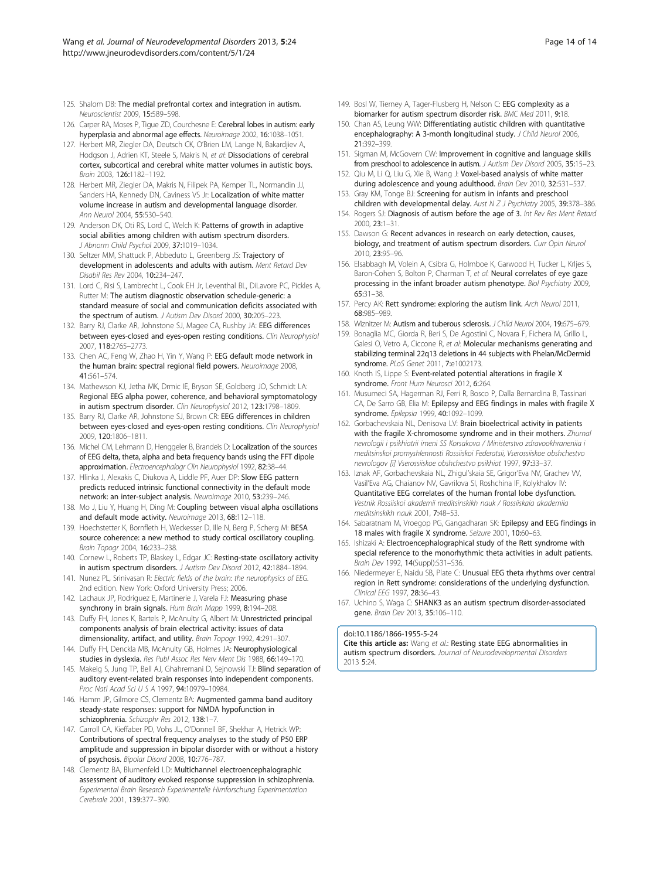125. Shalom DB: The medial prefrontal cortex and integration in autism. *Neuroscientist* 2009, **15**:589–598.
126. Carper RA, Moses P, Tigue ZD, Courchesne E: Cerebral lobes in autism: early hyperplasia and abnormal age effects. *Neuroimage* 2002, **16**:1038–1051.
127. Herbert MR, Ziegler DA, Deutsch CK, O'Brien LM, Lange N, Bakardjiev A, Hodgson J, Adrien KT, Steele S, Makris N, *et al*: Dissociations of cerebral cortex, subcortical and cerebral white matter volumes in autistic boys. *Brain* 2003, **126**:1182–1192.
128. Herbert MR, Ziegler DA, Makris N, Filipek PA, Kemper TL, Normandin JJ, Sanders HA, Kennedy DN, Caviness VS Jr: Localization of white matter volume increase in autism and developmental language disorder. *Ann Neurol* 2004, **55**:530–540.
129. Anderson DK, Oti RS, Lord C, Welch K: Patterns of growth in adaptive social abilities among children with autism spectrum disorders. *J Abnorm Child Psychol* 2009, **37**:1019–1034.
130. Seltzer MM, Shattuck P, Abbeduto L, Greenberg JS: Trajectory of development in adolescents and adults with autism. *Ment Retard Dev Disabil Res Rev* 2004, **10**:234–247.
131. Lord C, Risi S, Lambrecht L, Cook EH Jr, Leventhal BL, DiLavore PC, Pickles A, Rutter M: The autism diagnostic observation schedule-generic: a standard measure of social and communication deficits associated with the spectrum of autism. *J Autism Dev Disord* 2000, **30**:205–223.
132. Barry RJ, Clarke AR, Johnstone SJ, Magee CA, Rushby JA: EEG differences between eyes-closed and eyes-open resting conditions. *Clin Neurophysiol* 2007, **118**:2765–2773.
133. Chen AC, Feng W, Zhao H, Yin Y, Wang P: EEG default mode network in the human brain: spectral regional field powers. *Neuroimage* 2008, **41**:561–574.
134. Mathewson KJ, Jetha MK, Drmic IE, Bryson SE, Goldberg JO, Schmidt LA: Regional EEG alpha power, coherence, and behavioral symptomatology in autism spectrum disorder. *Clin Neurophysiol* 2012, **123**:1798–1809.
135. Barry RJ, Clarke AR, Johnstone SJ, Brown CR: EEG differences in children between eyes-closed and eyes-open resting conditions. *Clin Neurophysiol* 2009, **120**:1806–1811.
136. Michel CM, Lehmann D, Henggeler B, Brandeis D: Localization of the sources of EEG delta, theta, alpha and beta frequency bands using the FFT dipole approximation. *Electroencephalogr Clin Neurophysiol* 1992, **82**:38–44.
137. Hlinka J, Alexakis C, Diukova A, Liddle PF, Auer DP: Slow EEG pattern predicts reduced intrinsic functional connectivity in the default mode network: an inter-subject analysis. *Neuroimage* 2010, **53**:239–246.
138. Mo J, Liu Y, Huang H, Ding M: Coupling between visual alpha oscillations and default mode activity. *Neuroimage* 2013, **68**:112–118.
139. Hoechstetter K, Bornfleth H, Weckesser D, Ille N, Berg P, Scherg M: BESA source coherence: a new method to study cortical oscillatory coupling. *Brain Topogr* 2004, **16**:233–238.
140. Cornew L, Roberts TP, Blaskey L, Edgar JC: Resting-state oscillatory activity in autism spectrum disorders. *J Autism Dev Disord* 2012, **42**:1884–1894.
141. Nunez PL, Srinivasan R: *Electric fields of the brain: the neurophysics of EEG.* 2nd edition. New York: Oxford University Press; 2006.
142. Lachaux JP, Rodriguez E, Martinerie J, Varela FJ: Measuring phase synchrony in brain signals. *Hum Brain Mapp* 1999, **8**:194–208.
143. Duffy FH, Jones K, Bartels P, McAnulty G, Albert M: Unrestricted principal components analysis of brain electrical activity: issues of data dimensionality, artifact, and utility. *Brain Topogr* 1992, **4**:291–307.
144. Duffy FH, Denckla MB, McAnulty GB, Holmes JA: Neurophysiological studies in dyslexia. *Res Publ Assoc Res Nerv Ment Dis* 1988, **66**:149–170.
145. Makeig S, Jung TP, Bell AJ, Ghahremani D, Sejnowski TJ: Blind separation of auditory event-related brain responses into independent components. *Proc Natl Acad Sci U S A* 1997, **94**:10979–10984.
146. Hamm JP, Gilmore CS, Clementz BA: Augmented gamma band auditory steady-state responses: support for NMDA hypofunction in schizophrenia. *Schizophr Res* 2012, **138**:1–7.
147. Carroll CA, Kieffaber PD, Vohs JL, O'Donnell BF, Shekhar A, Hetrick WP: Contributions of spectral frequency analyses to the study of P50 ERP amplitude and suppression in bipolar disorder with or without a history of psychosis. *Bipolar Disord* 2008, **10**:776–787.
148. Clementz BA, Blumenfeld LD: Multichannel electroencephalographic assessment of auditory evoked response suppression in schizophrenia. *Experimental Brain Research Experimentelle Hirnforschung Experimentation Cerebrale* 2001, **139**:377–390.
149. Bosl W, Tierney A, Tager-Flusberg H, Nelson C: EEG complexity as a biomarker for autism spectrum disorder risk. *BMC Med* 2011, **9**:18.
150. Chan AS, Leung WW: Differentiating autistic children with quantitative encephalography: A 3-month longitudinal study. *J Child Neurol* 2006, **21**:392–399.
151. Sigman M, McGovern CW: Improvement in cognitive and language skills from preschool to adolescence in autism. *J Autism Dev Disord* 2005, **35**:15–23.
152. Qiu M, Li Q, Liu G, Xie B, Wang J: Voxel-based analysis of white matter during adolescence and young adulthood. *Brain Dev* 2010, **32**:531–537.
153. Gray KM, Tonge BJ: Screening for autism in infants and preschool children with developmental delay. *Aust N Z J Psychiatry* 2005, **39**:378–386.
154. Rogers SJ: Diagnosis of autism before the age of 3. *Int Rev Res Ment Retard* 2000, **23**:1–31.
155. Dawson G: Recent advances in research on early detection, causes, biology, and treatment of autism spectrum disorders. *Curr Opin Neurol* 2010, **23**:95–96.
156. Elsabbagh M, Volein A, Csibra G, Holmboe K, Garwood H, Tucker L, Krljes S, Baron-Cohen S, Bolton P, Charman T, *et al*: Neural correlates of eye gaze processing in the infant broader autism phenotype. *Biol Psychiatry* 2009, **65**:31–38.
157. Percy AK: Rett syndrome: exploring the autism link. *Arch Neurol* 2011, **68**:985–989.
158. Wiznitzer M: Autism and tuberous sclerosis. *J Child Neurol* 2004, **19**:675–679.
159. Bonaglia MC, Giorda R, Beri S, De Agostini C, Novara F, Fichera M, Grillo L, Galesi O, Vetro A, Ciccone R, *et al*: Molecular mechanisms generating and stabilizing terminal 22q13 deletions in 44 subjects with Phelan/McDermid syndrome. *PLoS Genet* 2011, **7**:e1002173.
160. Knoth IS, Lippe S: Event-related potential alterations in fragile X syndrome. *Front Hum Neurosci* 2012, **6**:264.
161. Musumeci SA, Hagerman RJ, Ferri R, Bosco P, Dalla Bernardina B, Tassinari CA, De Sarro GB, Elia M: Epilepsy and EEG findings in males with fragile X syndrome. *Epilepsia* 1999, **40**:1092–1099.
162. Gorbachevskaia NL, Denisova LV: Brain bioelectrical activity in patients with the fragile X-chromosome syndrome and in their mothers. *Zhurnal nevrologii i psikhiatrii imeni SS Korsakova / Ministerstvo zdravookhraneniia i meditsinskoi promyshlennosti Rossiiskoi Federatsii, Vserossiiskoe obshchestvo nevrologov [i] Vserossiiskoe obshchestvo psikhiat* 1997, **97**:33–37.
163. Iznak AF, Gorbachevskaia NL, Zhigul'skaia SE, Grigor'Eva NV, Grachev VV, Vasil'Eva AG, Chaianov NV, Gavrilova SI, Roshchina IF, Kolykhalov IV: Quantitative EEG correlates of the human frontal lobe dysfunction. *Vestnik Rossiiskoi akademii meditsinskikh nauk / Rossiiskaia akademiia meditsinskikh nauk* 2001, **7**:48–53.
164. Sabaratnam M, Vroegop PG, Gangadharan SK: Epilepsy and EEG findings in 18 males with fragile X syndrome. *Seizure* 2001, **10**:60–63.
165. Ishizaki A: Electroencephalographical study of the Rett syndrome with special reference to the monorhythmic theta activities in adult patients. *Brain Dev* 1992, **14**(Suppl):S31–S36.
166. Niedermeyer E, Naidu SB, Plate C: Unusual EEG theta rhythms over central region in Rett syndrome: considerations of the underlying dysfunction. *Clinical EEG* 1997, **28**:36–43.
167. Uchino S, Waga C: SHANK3 as an autism spectrum disorder-associated gene. *Brain Dev* 2013, **35**:106–110.

doi:10.1186/1866-1955-5-24

**Cite this article as:** Wang *et al.*: Resting state EEG abnormalities in autism spectrum disorders. *Journal of Neurodevelopmental Disorders* 2013 **5**:24.